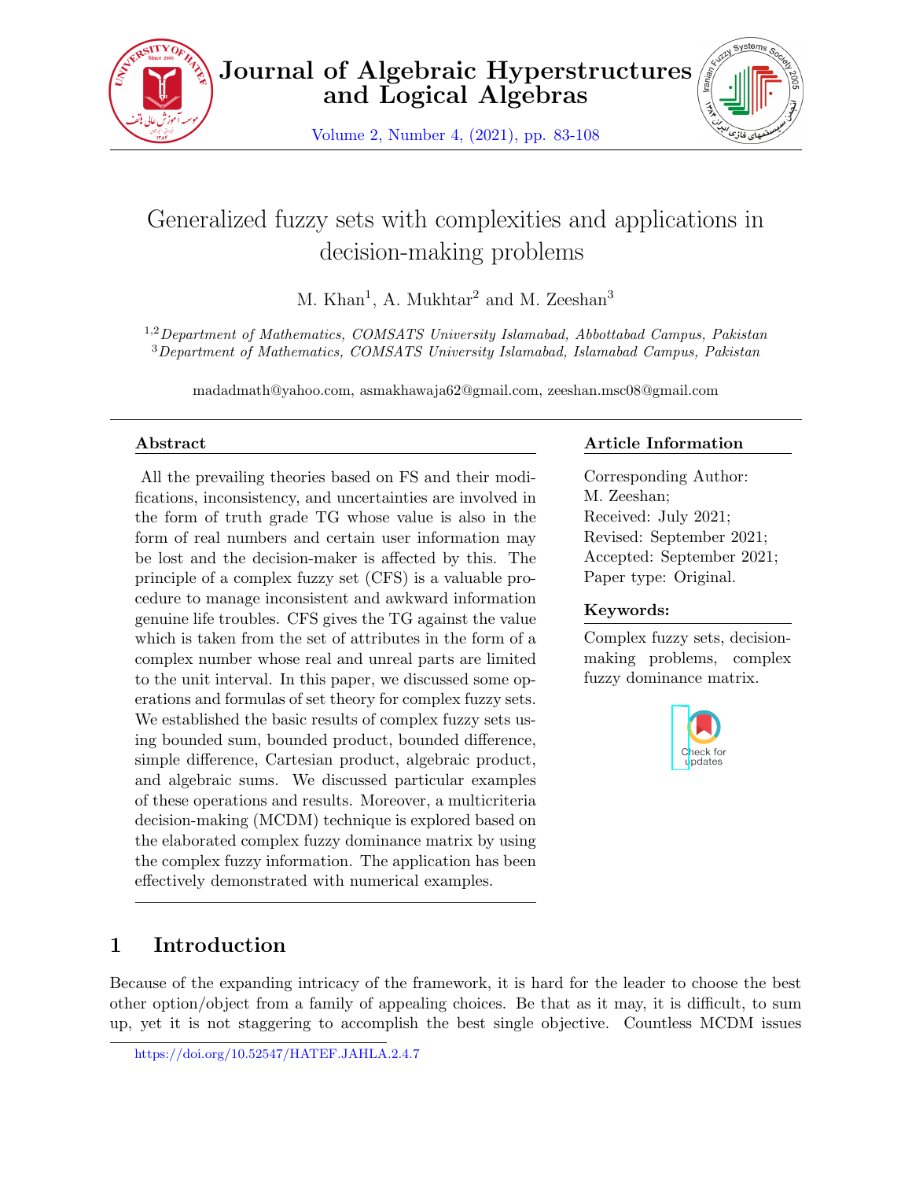# Generalized fuzzy sets with complexities and applications in decision-making problems

M. Khan[1], A. Mukhtar[2] and M. Zeeshan[3]

[1,2]*Department of Mathematics, COMSATS University Islamabad, Abbottabad Campus, Pakistan*
[3]*Department of Mathematics, COMSATS University Islamabad, Islamabad Campus, Pakistan*

madadmath@yahoo.com, asmakhawaja62@gmail.com, zeeshan.msc08@gmail.com

## Abstract

All the prevailing theories based on FS and their modifications, inconsistency, and uncertainties are involved in the form of truth grade TG whose value is also in the form of real numbers and certain user information may be lost and the decision-maker is affected by this. The principle of a complex fuzzy set (CFS) is a valuable procedure to manage inconsistent and awkward information genuine life troubles. CFS gives the TG against the value which is taken from the set of attributes in the form of a complex number whose real and unreal parts are limited to the unit interval. In this paper, we discussed some operations and formulas of set theory for complex fuzzy sets. We established the basic results of complex fuzzy sets using bounded sum, bounded product, bounded difference, simple difference, Cartesian product, algebraic product, and algebraic sums. We discussed particular examples of these operations and results. Moreover, a multicriteria decision-making (MCDM) technique is explored based on the elaborated complex fuzzy dominance matrix by using the complex fuzzy information. The application has been effectively demonstrated with numerical examples.

## Article Information

Corresponding Author: M. Zeeshan;
Received: July 2021;
Revised: September 2021;
Accepted: September 2021;
Paper type: Original.

## Keywords:

Complex fuzzy sets, decision-making problems, complex fuzzy dominance matrix.

## 1 Introduction

Because of the expanding intricacy of the framework, it is hard for the leader to choose the best other option/object from a family of appealing choices. Be that as it may, it is difficult, to sum up, yet it is not staggering to accomplish the best single objective. Countless MCDM issues

https://doi.org/10.52547/HATEF.JAHLA.2.4.7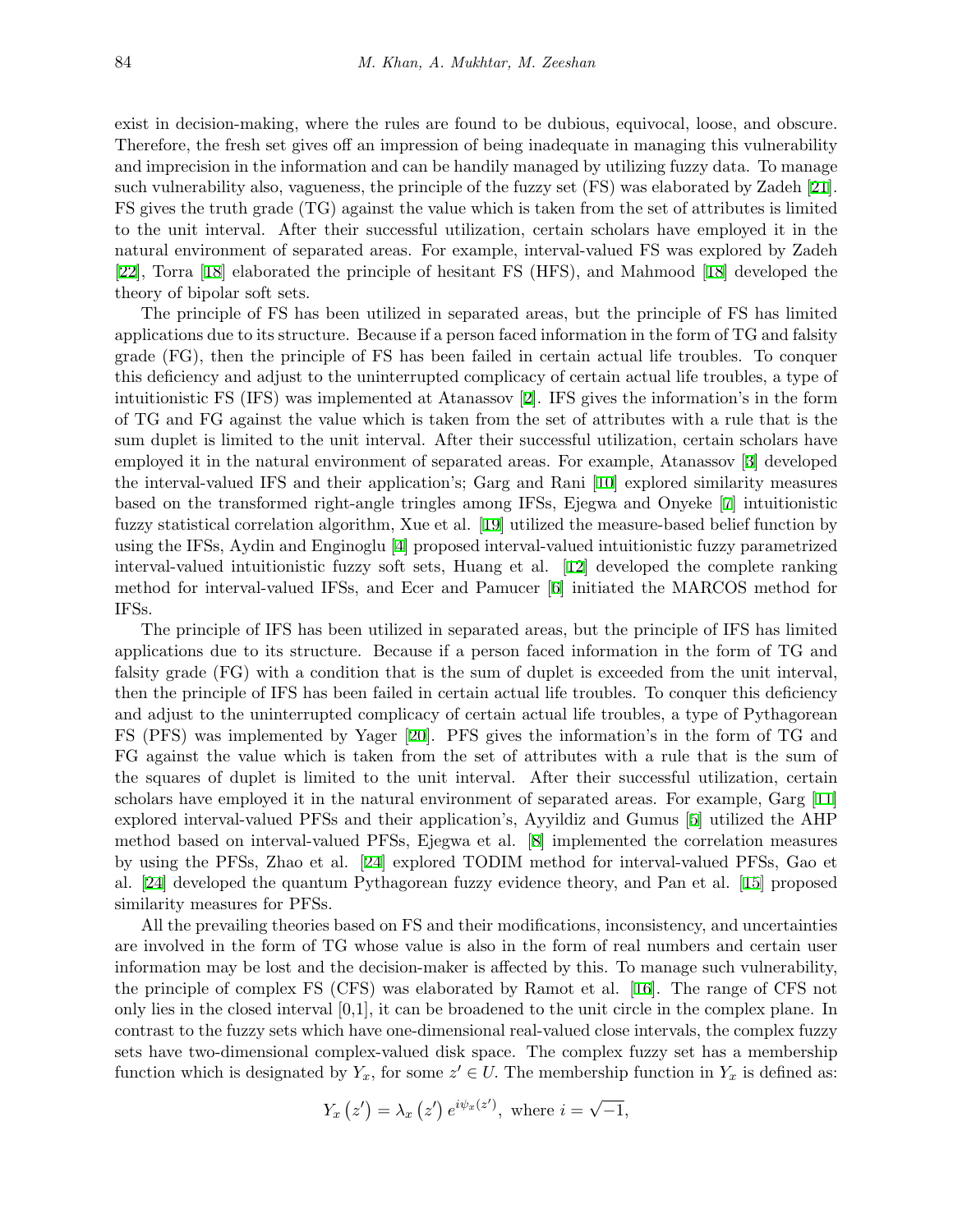exist in decision-making, where the rules are found to be dubious, equivocal, loose, and obscure. Therefore, the fresh set gives off an impression of being inadequate in managing this vulnerability and imprecision in the information and can be handily managed by utilizing fuzzy data. To manage such vulnerability also, vagueness, the principle of the fuzzy set (FS) was elaborated by Zadeh [21]. FS gives the truth grade (TG) against the value which is taken from the set of attributes is limited to the unit interval. After their successful utilization, certain scholars have employed it in the natural environment of separated areas. For example, interval-valued FS was explored by Zadeh [22], Torra [18] elaborated the principle of hesitant FS (HFS), and Mahmood [18] developed the theory of bipolar soft sets.

The principle of FS has been utilized in separated areas, but the principle of FS has limited applications due to its structure. Because if a person faced information in the form of TG and falsity grade (FG), then the principle of FS has been failed in certain actual life troubles. To conquer this deficiency and adjust to the uninterrupted complicacy of certain actual life troubles, a type of intuitionistic FS (IFS) was implemented at Atanassov [2]. IFS gives the information's in the form of TG and FG against the value which is taken from the set of attributes with a rule that is the sum duplet is limited to the unit interval. After their successful utilization, certain scholars have employed it in the natural environment of separated areas. For example, Atanassov [3] developed the interval-valued IFS and their application's; Garg and Rani [10] explored similarity measures based on the transformed right-angle tringles among IFSs, Ejegwa and Onyeke [7] intuitionistic fuzzy statistical correlation algorithm, Xue et al. [19] utilized the measure-based belief function by using the IFSs, Aydin and Enginoglu [4] proposed interval-valued intuitionistic fuzzy parametrized interval-valued intuitionistic fuzzy soft sets, Huang et al. [12] developed the complete ranking method for interval-valued IFSs, and Ecer and Pamucer [6] initiated the MARCOS method for IFSs.

The principle of IFS has been utilized in separated areas, but the principle of IFS has limited applications due to its structure. Because if a person faced information in the form of TG and falsity grade (FG) with a condition that is the sum of duplet is exceeded from the unit interval, then the principle of IFS has been failed in certain actual life troubles. To conquer this deficiency and adjust to the uninterrupted complicacy of certain actual life troubles, a type of Pythagorean FS (PFS) was implemented by Yager [20]. PFS gives the information's in the form of TG and FG against the value which is taken from the set of attributes with a rule that is the sum of the squares of duplet is limited to the unit interval. After their successful utilization, certain scholars have employed it in the natural environment of separated areas. For example, Garg [11] explored interval-valued PFSs and their application's, Ayyildiz and Gumus [5] utilized the AHP method based on interval-valued PFSs, Ejegwa et al. [8] implemented the correlation measures by using the PFSs, Zhao et al. [24] explored TODIM method for interval-valued PFSs, Gao et al. [24] developed the quantum Pythagorean fuzzy evidence theory, and Pan et al. [15] proposed similarity measures for PFSs.

All the prevailing theories based on FS and their modifications, inconsistency, and uncertainties are involved in the form of TG whose value is also in the form of real numbers and certain user information may be lost and the decision-maker is affected by this. To manage such vulnerability, the principle of complex FS (CFS) was elaborated by Ramot et al. [16]. The range of CFS not only lies in the closed interval [0,1], it can be broadened to the unit circle in the complex plane. In contrast to the fuzzy sets which have one-dimensional real-valued close intervals, the complex fuzzy sets have two-dimensional complex-valued disk space. The complex fuzzy set has a membership function which is designated by $Y_x$, for some $z' \in U$. The membership function in $Y_x$ is defined as:

$$Y_x\left(z'\right) = \lambda_x\left(z'\right) e^{i\psi_x(z')}, \text{ where } i = \sqrt{-1},$$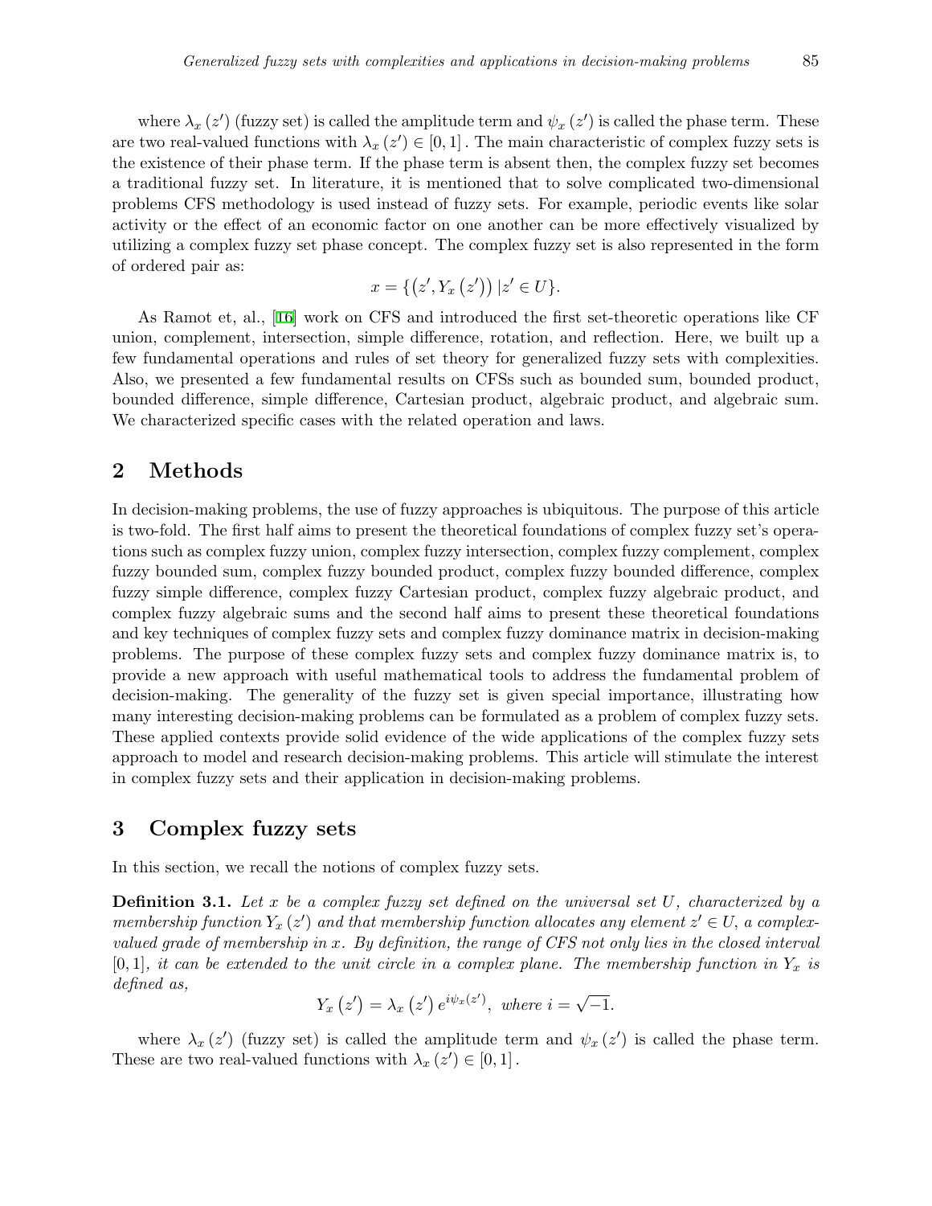where $\lambda_x(z')$ (fuzzy set) is called the amplitude term and $\psi_x(z')$ is called the phase term. These are two real-valued functions with $\lambda_x(z') \in [0,1]$. The main characteristic of complex fuzzy sets is the existence of their phase term. If the phase term is absent then, the complex fuzzy set becomes a traditional fuzzy set. In literature, it is mentioned that to solve complicated two-dimensional problems CFS methodology is used instead of fuzzy sets. For example, periodic events like solar activity or the effect of an economic factor on one another can be more effectively visualized by utilizing a complex fuzzy set phase concept. The complex fuzzy set is also represented in the form of ordered pair as:

$$x = \{(z', Y_x(z')) \,|\, z' \in U\}.$$

As Ramot et, al., [16] work on CFS and introduced the first set-theoretic operations like CF union, complement, intersection, simple difference, rotation, and reflection. Here, we built up a few fundamental operations and rules of set theory for generalized fuzzy sets with complexities. Also, we presented a few fundamental results on CFSs such as bounded sum, bounded product, bounded difference, simple difference, Cartesian product, algebraic product, and algebraic sum. We characterized specific cases with the related operation and laws.

## 2 Methods

In decision-making problems, the use of fuzzy approaches is ubiquitous. The purpose of this article is two-fold. The first half aims to present the theoretical foundations of complex fuzzy set's operations such as complex fuzzy union, complex fuzzy intersection, complex fuzzy complement, complex fuzzy bounded sum, complex fuzzy bounded product, complex fuzzy bounded difference, complex fuzzy simple difference, complex fuzzy Cartesian product, complex fuzzy algebraic product, and complex fuzzy algebraic sums and the second half aims to present these theoretical foundations and key techniques of complex fuzzy sets and complex fuzzy dominance matrix in decision-making problems. The purpose of these complex fuzzy sets and complex fuzzy dominance matrix is, to provide a new approach with useful mathematical tools to address the fundamental problem of decision-making. The generality of the fuzzy set is given special importance, illustrating how many interesting decision-making problems can be formulated as a problem of complex fuzzy sets. These applied contexts provide solid evidence of the wide applications of the complex fuzzy sets approach to model and research decision-making problems. This article will stimulate the interest in complex fuzzy sets and their application in decision-making problems.

## 3 Complex fuzzy sets

In this section, we recall the notions of complex fuzzy sets.

**Definition 3.1.** *Let $x$ be a complex fuzzy set defined on the universal set $U$, characterized by a membership function $Y_x(z')$ and that membership function allocates any element $z' \in U$, a complex-valued grade of membership in $x$. By definition, the range of CFS not only lies in the closed interval $[0,1]$, it can be extended to the unit circle in a complex plane. The membership function in $Y_x$ is defined as,*

$$Y_x(z') = \lambda_x(z')\, e^{i\psi_x(z')}, \ \textit{where } i = \sqrt{-1}.$$

where $\lambda_x(z')$ (fuzzy set) is called the amplitude term and $\psi_x(z')$ is called the phase term. These are two real-valued functions with $\lambda_x(z') \in [0,1]$.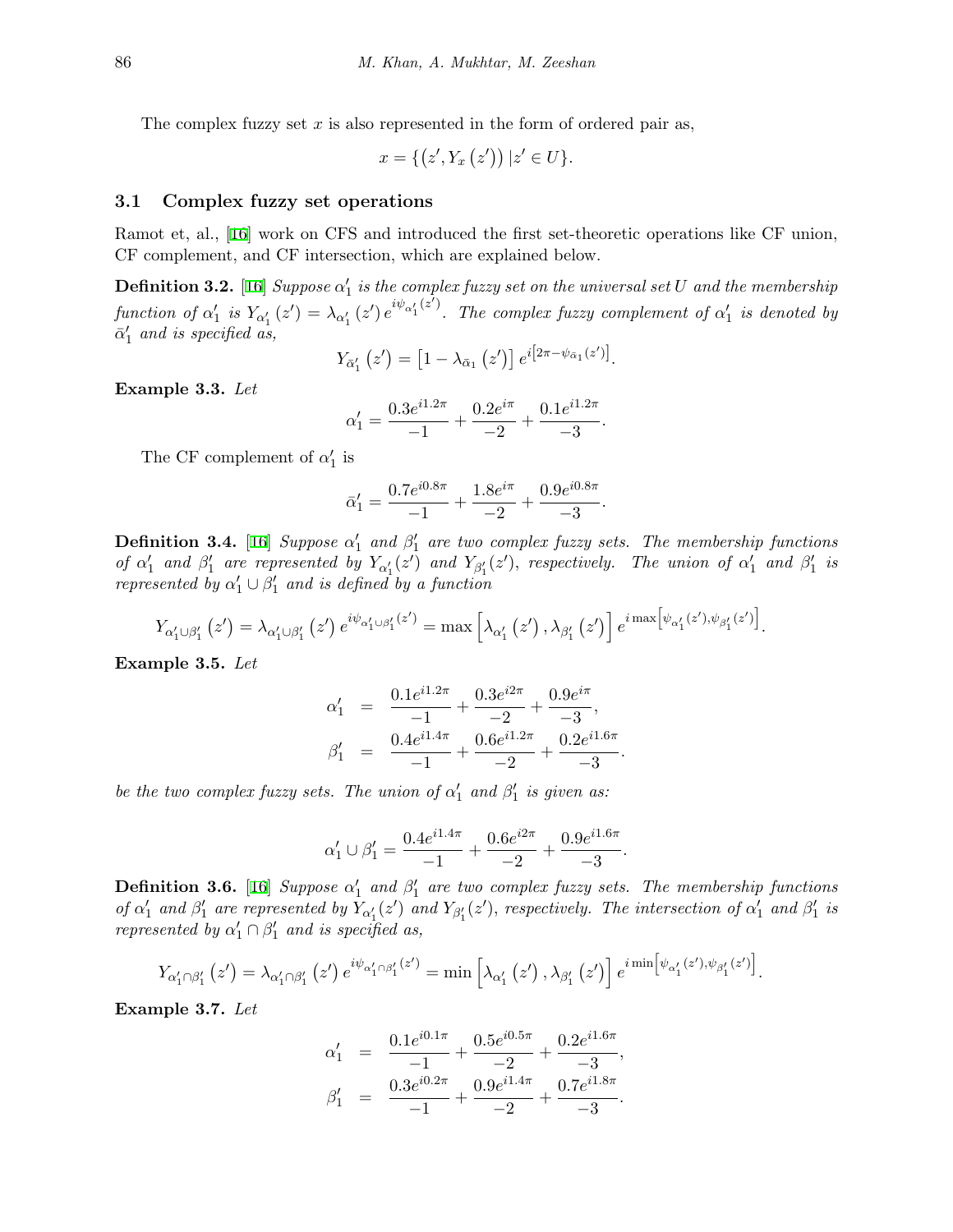The complex fuzzy set $x$ is also represented in the form of ordered pair as,

$$x = \{(z', Y_x(z')) \,|z' \in U\}.$$

### 3.1 Complex fuzzy set operations

Ramot et, al., [16] work on CFS and introduced the first set-theoretic operations like CF union, CF complement, and CF intersection, which are explained below.

**Definition 3.2.** [16] *Suppose $\alpha_1'$ is the complex fuzzy set on the universal set $U$ and the membership function of $\alpha_1'$ is $Y_{\alpha_1'}(z') = \lambda_{\alpha_1'}(z')\, e^{i\psi_{\alpha_1'}(z')}$. The complex fuzzy complement of $\alpha_1'$ is denoted by $\bar{\alpha}_1'$ and is specified as,*

$$Y_{\bar{\alpha}_1'}(z') = \left[1 - \lambda_{\bar{\alpha}_1}(z')\right] e^{i\left[2\pi - \psi_{\bar{\alpha}_1}(z')\right]}.$$

**Example 3.3.** *Let*

$$\alpha_1' = \frac{0.3e^{i1.2\pi}}{-1} + \frac{0.2e^{i\pi}}{-2} + \frac{0.1e^{i1.2\pi}}{-3}.$$

The CF complement of $\alpha_1'$ is

$$\bar{\alpha}_1' = \frac{0.7e^{i0.8\pi}}{-1} + \frac{1.8e^{i\pi}}{-2} + \frac{0.9e^{i0.8\pi}}{-3}.$$

**Definition 3.4.** [16] *Suppose $\alpha_1'$ and $\beta_1'$ are two complex fuzzy sets. The membership functions of $\alpha_1'$ and $\beta_1'$ are represented by $Y_{\alpha_1'}(z')$ and $Y_{\beta_1'}(z')$, respectively. The union of $\alpha_1'$ and $\beta_1'$ is represented by $\alpha_1' \cup \beta_1'$ and is defined by a function*

$$Y_{\alpha_1' \cup \beta_1'}(z') = \lambda_{\alpha_1' \cup \beta_1'}(z')\, e^{i\psi_{\alpha_1' \cup \beta_1'}(z')} = \max\left[\lambda_{\alpha_1'}(z'), \lambda_{\beta_1'}(z')\right] e^{i\max\left[\psi_{\alpha_1'}(z'), \psi_{\beta_1'}(z')\right]}.$$

**Example 3.5.** *Let*

$$\begin{aligned}
\alpha_1' &= \frac{0.1e^{i1.2\pi}}{-1} + \frac{0.3e^{i2\pi}}{-2} + \frac{0.9e^{i\pi}}{-3}, \\
\beta_1' &= \frac{0.4e^{i1.4\pi}}{-1} + \frac{0.6e^{i1.2\pi}}{-2} + \frac{0.2e^{i1.6\pi}}{-3}.
\end{aligned}$$

*be the two complex fuzzy sets. The union of $\alpha_1'$ and $\beta_1'$ is given as:*

$$\alpha_1' \cup \beta_1' = \frac{0.4e^{i1.4\pi}}{-1} + \frac{0.6e^{i2\pi}}{-2} + \frac{0.9e^{i1.6\pi}}{-3}.$$

**Definition 3.6.** [16] *Suppose $\alpha_1'$ and $\beta_1'$ are two complex fuzzy sets. The membership functions of $\alpha_1'$ and $\beta_1'$ are represented by $Y_{\alpha_1'}(z')$ and $Y_{\beta_1'}(z')$, respectively. The intersection of $\alpha_1'$ and $\beta_1'$ is represented by $\alpha_1' \cap \beta_1'$ and is specified as,*

$$Y_{\alpha_1' \cap \beta_1'}(z') = \lambda_{\alpha_1' \cap \beta_1'}(z')\, e^{i\psi_{\alpha_1' \cap \beta_1'}(z')} = \min\left[\lambda_{\alpha_1'}(z'), \lambda_{\beta_1'}(z')\right] e^{i\min\left[\psi_{\alpha_1'}(z'), \psi_{\beta_1'}(z')\right]}.$$

**Example 3.7.** *Let*

$$\begin{aligned}
\alpha_1' &= \frac{0.1e^{i0.1\pi}}{-1} + \frac{0.5e^{i0.5\pi}}{-2} + \frac{0.2e^{i1.6\pi}}{-3}, \\
\beta_1' &= \frac{0.3e^{i0.2\pi}}{-1} + \frac{0.9e^{i1.4\pi}}{-2} + \frac{0.7e^{i1.8\pi}}{-3}.
\end{aligned}$$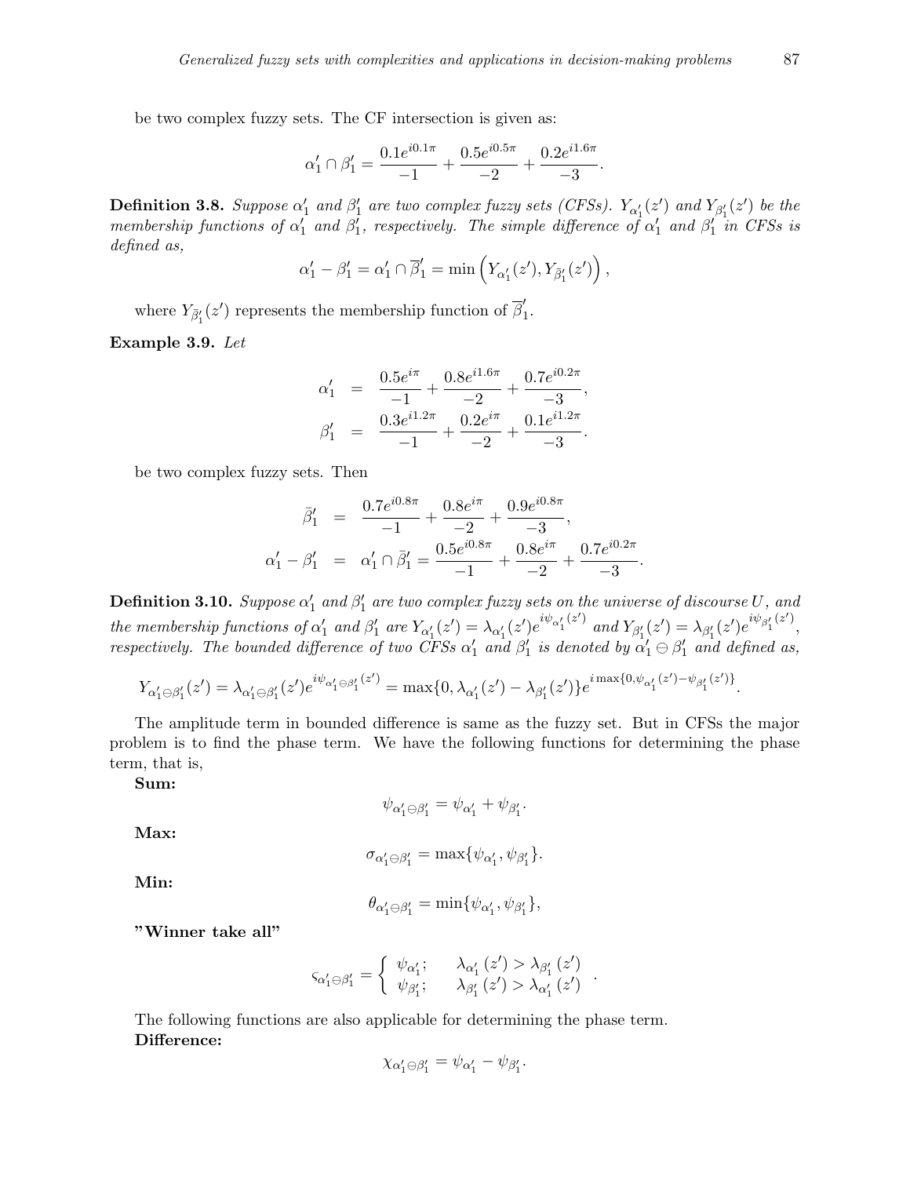be two complex fuzzy sets. The CF intersection is given as:

$$\alpha_1' \cap \beta_1' = \frac{0.1e^{i0.1\pi}}{-1} + \frac{0.5e^{i0.5\pi}}{-2} + \frac{0.2e^{i1.6\pi}}{-3}.$$

**Definition 3.8.** *Suppose $\alpha_1'$ and $\beta_1'$ are two complex fuzzy sets (CFSs). $Y_{\alpha_1'}(z')$ and $Y_{\beta_1'}(z')$ be the membership functions of $\alpha_1'$ and $\beta_1'$, respectively. The simple difference of $\alpha_1'$ and $\beta_1'$ in CFSs is defined as,*

$$\alpha_1' - \beta_1' = \alpha_1' \cap \overline{\beta}_1' = \min\left(Y_{\alpha_1'}(z'), Y_{\bar{\beta}_1'}(z')\right),$$

where $Y_{\bar{\beta}_1'}(z')$ represents the membership function of $\overline{\beta}_1'$.

**Example 3.9.** *Let*

$$\begin{aligned}
\alpha_1' &= \frac{0.5e^{i\pi}}{-1} + \frac{0.8e^{i1.6\pi}}{-2} + \frac{0.7e^{i0.2\pi}}{-3}, \\
\beta_1' &= \frac{0.3e^{i1.2\pi}}{-1} + \frac{0.2e^{i\pi}}{-2} + \frac{0.1e^{i1.2\pi}}{-3}.
\end{aligned}$$

be two complex fuzzy sets. Then

$$\begin{aligned}
\bar{\beta}_1' &= \frac{0.7e^{i0.8\pi}}{-1} + \frac{0.8e^{i\pi}}{-2} + \frac{0.9e^{i0.8\pi}}{-3}, \\
\alpha_1' - \beta_1' &= \alpha_1' \cap \bar{\beta}_1' = \frac{0.5e^{i0.8\pi}}{-1} + \frac{0.8e^{i\pi}}{-2} + \frac{0.7e^{i0.2\pi}}{-3}.
\end{aligned}$$

**Definition 3.10.** *Suppose $\alpha_1'$ and $\beta_1'$ are two complex fuzzy sets on the universe of discourse $U$, and the membership functions of $\alpha_1'$ and $\beta_1'$ are $Y_{\alpha_1'}(z') = \lambda_{\alpha_1'}(z')e^{i\psi_{\alpha_1'}(z')}$ and $Y_{\beta_1'}(z') = \lambda_{\beta_1'}(z')e^{i\psi_{\beta_1'}(z')}$, respectively. The bounded difference of two CFSs $\alpha_1'$ and $\beta_1'$ is denoted by $\alpha_1' \ominus \beta_1'$ and defined as,*

$$Y_{\alpha_1' \ominus \beta_1'}(z') = \lambda_{\alpha_1' \ominus \beta_1'}(z')e^{i\psi_{\alpha_1' \ominus \beta_1'}(z')} = \max\{0, \lambda_{\alpha_1'}(z') - \lambda_{\beta_1'}(z')\}e^{i\max\{0, \psi_{\alpha_1'}(z') - \psi_{\beta_1'}(z')\}}.$$

The amplitude term in bounded difference is same as the fuzzy set. But in CFSs the major problem is to find the phase term. We have the following functions for determining the phase term, that is,

**Sum:**

$$\psi_{\alpha_1' \ominus \beta_1'} = \psi_{\alpha_1'} + \psi_{\beta_1'}.$$

**Max:**

$$\sigma_{\alpha_1' \ominus \beta_1'} = \max\{\psi_{\alpha_1'}, \psi_{\beta_1'}\}.$$

**Min:**

$$\theta_{\alpha_1' \ominus \beta_1'} = \min\{\psi_{\alpha_1'}, \psi_{\beta_1'}\},$$

**"Winner take all"**

$$\varsigma_{\alpha_1' \ominus \beta_1'} = \begin{cases} \psi_{\alpha_1'}; & \lambda_{\alpha_1'}(z') > \lambda_{\beta_1'}(z') \\ \psi_{\beta_1'}; & \lambda_{\beta_1'}(z') > \lambda_{\alpha_1'}(z') \end{cases}.$$

The following functions are also applicable for determining the phase term.

**Difference:**

$$\chi_{\alpha_1' \ominus \beta_1'} = \psi_{\alpha_1'} - \psi_{\beta_1'}.$$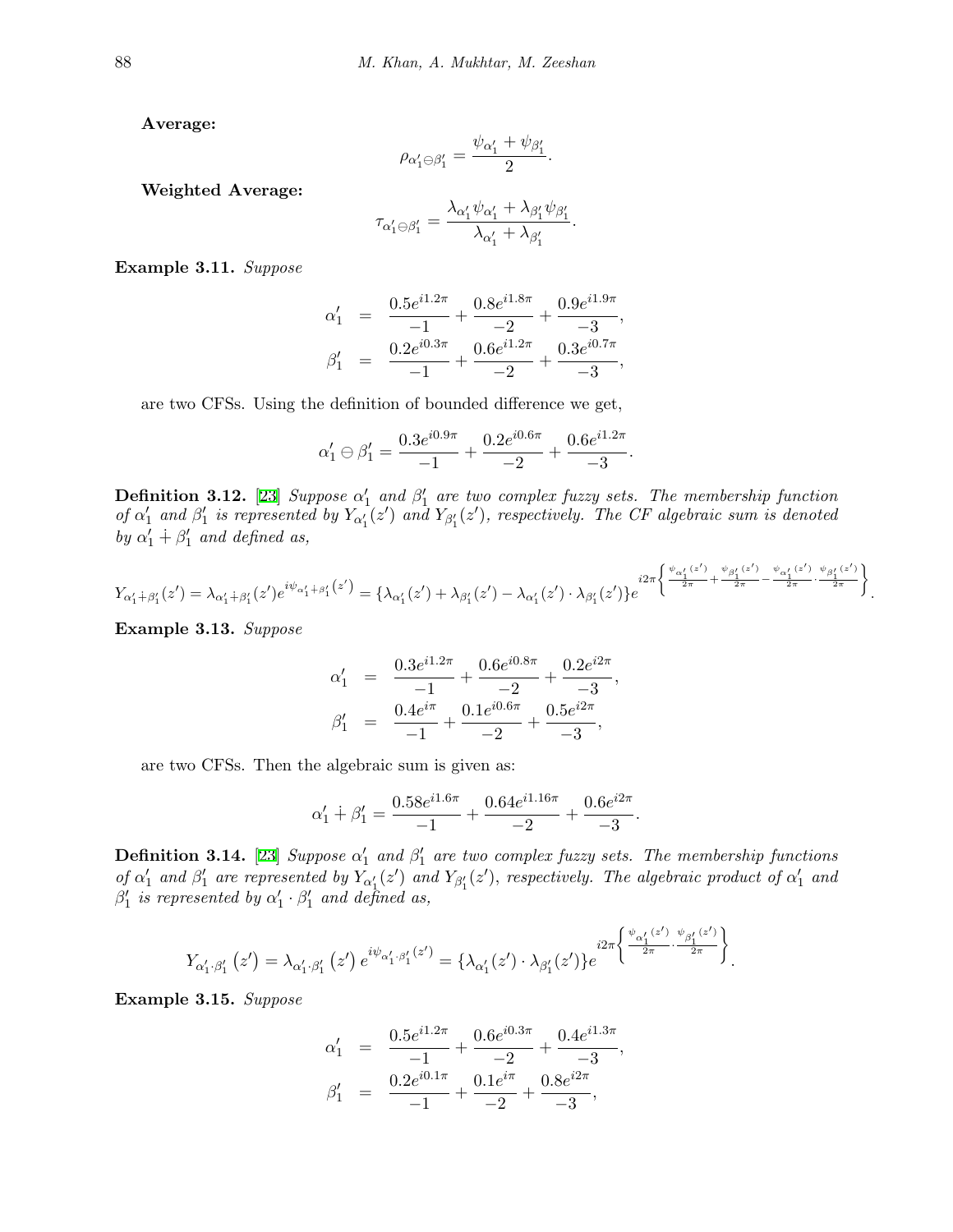**Average:**

$$\rho_{\alpha'_1 \ominus \beta'_1} = \frac{\psi_{\alpha'_1} + \psi_{\beta'_1}}{2}.$$

**Weighted Average:**

$$\tau_{\alpha'_1 \ominus \beta'_1} = \frac{\lambda_{\alpha'_1}\psi_{\alpha'_1} + \lambda_{\beta'_1}\psi_{\beta'_1}}{\lambda_{\alpha'_1} + \lambda_{\beta'_1}}.$$

**Example 3.11.** *Suppose*

$$\begin{aligned}
\alpha'_1 &= \frac{0.5e^{i1.2\pi}}{-1} + \frac{0.8e^{i1.8\pi}}{-2} + \frac{0.9e^{i1.9\pi}}{-3}, \\
\beta'_1 &= \frac{0.2e^{i0.3\pi}}{-1} + \frac{0.6e^{i1.2\pi}}{-2} + \frac{0.3e^{i0.7\pi}}{-3},
\end{aligned}$$

are two CFSs. Using the definition of bounded difference we get,

$$\alpha'_1 \ominus \beta'_1 = \frac{0.3e^{i0.9\pi}}{-1} + \frac{0.2e^{i0.6\pi}}{-2} + \frac{0.6e^{i1.2\pi}}{-3}.$$

**Definition 3.12.** [23] *Suppose $\alpha'_1$ and $\beta'_1$ are two complex fuzzy sets. The membership function of $\alpha'_1$ and $\beta'_1$ is represented by $Y_{\alpha'_1}(z')$ and $Y_{\beta'_1}(z')$, respectively. The CF algebraic sum is denoted by $\alpha'_1 \dotplus \beta'_1$ and defined as,*

$$Y_{\alpha'_1 \dotplus \beta'_1}(z') = \lambda_{\alpha'_1 \dotplus \beta'_1}(z') e^{i\psi_{\alpha'_1 \dotplus \beta'_1}(z')} = \{\lambda_{\alpha'_1}(z') + \lambda_{\beta'_1}(z') - \lambda_{\alpha'_1}(z') \cdot \lambda_{\beta'_1}(z')\} e^{i2\pi\left\{\frac{\psi_{\alpha'_1}(z')}{2\pi} + \frac{\psi_{\beta'_1}(z')}{2\pi} - \frac{\psi_{\alpha'_1}(z')}{2\pi} \cdot \frac{\psi_{\beta'_1}(z')}{2\pi}\right\}}.$$

**Example 3.13.** *Suppose*

$$\begin{aligned}
\alpha'_1 &= \frac{0.3e^{i1.2\pi}}{-1} + \frac{0.6e^{i0.8\pi}}{-2} + \frac{0.2e^{i2\pi}}{-3}, \\
\beta'_1 &= \frac{0.4e^{i\pi}}{-1} + \frac{0.1e^{i0.6\pi}}{-2} + \frac{0.5e^{i2\pi}}{-3},
\end{aligned}$$

are two CFSs. Then the algebraic sum is given as:

$$\alpha'_1 \dotplus \beta'_1 = \frac{0.58e^{i1.6\pi}}{-1} + \frac{0.64e^{i1.16\pi}}{-2} + \frac{0.6e^{i2\pi}}{-3}.$$

**Definition 3.14.** [23] *Suppose $\alpha'_1$ and $\beta'_1$ are two complex fuzzy sets. The membership functions of $\alpha'_1$ and $\beta'_1$ are represented by $Y_{\alpha'_1}(z')$ and $Y_{\beta'_1}(z')$, respectively. The algebraic product of $\alpha'_1$ and $\beta'_1$ is represented by $\alpha'_1 \cdot \beta'_1$ and defined as,*

$$Y_{\alpha'_1 \cdot \beta'_1}(z') = \lambda_{\alpha'_1 \cdot \beta'_1}(z') e^{i\psi_{\alpha'_1 \cdot \beta'_1}(z')} = \{\lambda_{\alpha'_1}(z') \cdot \lambda_{\beta'_1}(z')\} e^{i2\pi\left\{\frac{\psi_{\alpha'_1}(z')}{2\pi} \cdot \frac{\psi_{\beta'_1}(z')}{2\pi}\right\}}.$$

**Example 3.15.** *Suppose*

$$\begin{aligned}
\alpha'_1 &= \frac{0.5e^{i1.2\pi}}{-1} + \frac{0.6e^{i0.3\pi}}{-2} + \frac{0.4e^{i1.3\pi}}{-3}, \\
\beta'_1 &= \frac{0.2e^{i0.1\pi}}{-1} + \frac{0.1e^{i\pi}}{-2} + \frac{0.8e^{i2\pi}}{-3},
\end{aligned}$$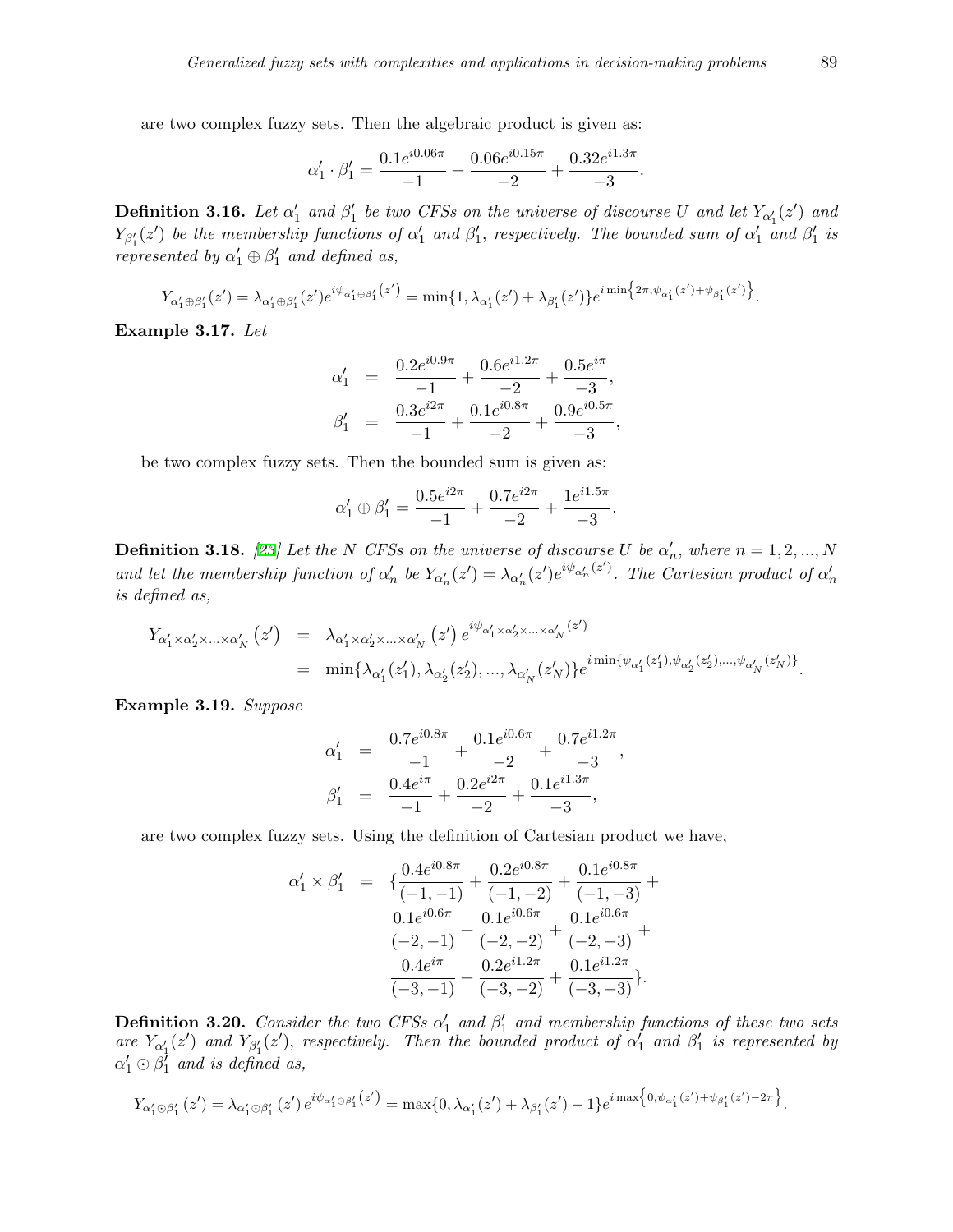are two complex fuzzy sets. Then the algebraic product is given as:

$$\alpha_1' \cdot \beta_1' = \frac{0.1e^{i0.06\pi}}{-1} + \frac{0.06e^{i0.15\pi}}{-2} + \frac{0.32e^{i1.3\pi}}{-3}.$$

**Definition 3.16.** *Let $\alpha_1'$ and $\beta_1'$ be two CFSs on the universe of discourse $U$ and let $Y_{\alpha_1'}(z')$ and $Y_{\beta_1'}(z')$ be the membership functions of $\alpha_1'$ and $\beta_1'$, respectively. The bounded sum of $\alpha_1'$ and $\beta_1'$ is represented by $\alpha_1' \oplus \beta_1'$ and defined as,*

$$Y_{\alpha_1' \oplus \beta_1'}(z') = \lambda_{\alpha_1' \oplus \beta_1'}(z') e^{i\psi_{\alpha_1' \oplus \beta_1'}(z')} = \min\{1, \lambda_{\alpha_1'}(z') + \lambda_{\beta_1'}(z')\} e^{i \min\left\{2\pi, \psi_{\alpha_1'}(z') + \psi_{\beta_1'}(z')\right\}}.$$

**Example 3.17.** *Let*

$$\begin{aligned}
\alpha_1' &= \frac{0.2e^{i0.9\pi}}{-1} + \frac{0.6e^{i1.2\pi}}{-2} + \frac{0.5e^{i\pi}}{-3}, \\
\beta_1' &= \frac{0.3e^{i2\pi}}{-1} + \frac{0.1e^{i0.8\pi}}{-2} + \frac{0.9e^{i0.5\pi}}{-3},
\end{aligned}$$

be two complex fuzzy sets. Then the bounded sum is given as:

$$\alpha_1' \oplus \beta_1' = \frac{0.5e^{i2\pi}}{-1} + \frac{0.7e^{i2\pi}}{-2} + \frac{1e^{i1.5\pi}}{-3}.$$

**Definition 3.18.** [23] *Let the $N$ CFSs on the universe of discourse $U$ be $\alpha_n'$, where $n = 1, 2, ..., N$ and let the membership function of $\alpha_n'$ be $Y_{\alpha_n'}(z') = \lambda_{\alpha_n'}(z') e^{i\psi_{\alpha_n'}(z')}$. The Cartesian product of $\alpha_n'$ is defined as,*

$$\begin{aligned}
Y_{\alpha_1' \times \alpha_2' \times \ldots \times \alpha_N'}(z') &= \lambda_{\alpha_1' \times \alpha_2' \times \ldots \times \alpha_N'}(z') e^{i\psi_{\alpha_1' \times \alpha_2' \times \ldots \times \alpha_N'}(z')} \\
&= \min\{\lambda_{\alpha_1'}(z_1'), \lambda_{\alpha_2'}(z_2'), ..., \lambda_{\alpha_N'}(z_N')\} e^{i \min\{\psi_{\alpha_1'}(z_1'), \psi_{\alpha_2'}(z_2'), ..., \psi_{\alpha_N'}(z_N')\}}.
\end{aligned}$$

**Example 3.19.** *Suppose*

$$\begin{aligned}
\alpha_1' &= \frac{0.7e^{i0.8\pi}}{-1} + \frac{0.1e^{i0.6\pi}}{-2} + \frac{0.7e^{i1.2\pi}}{-3}, \\
\beta_1' &= \frac{0.4e^{i\pi}}{-1} + \frac{0.2e^{i2\pi}}{-2} + \frac{0.1e^{i1.3\pi}}{-3},
\end{aligned}$$

are two complex fuzzy sets. Using the definition of Cartesian product we have,

$$\begin{aligned}
\alpha_1' \times \beta_1' = \{&\frac{0.4e^{i0.8\pi}}{(-1,-1)} + \frac{0.2e^{i0.8\pi}}{(-1,-2)} + \frac{0.1e^{i0.8\pi}}{(-1,-3)} + \\
&\frac{0.1e^{i0.6\pi}}{(-2,-1)} + \frac{0.1e^{i0.6\pi}}{(-2,-2)} + \frac{0.1e^{i0.6\pi}}{(-2,-3)} + \\
&\frac{0.4e^{i\pi}}{(-3,-1)} + \frac{0.2e^{i1.2\pi}}{(-3,-2)} + \frac{0.1e^{i1.2\pi}}{(-3,-3)}\}.
\end{aligned}$$

**Definition 3.20.** *Consider the two CFSs $\alpha_1'$ and $\beta_1'$ and membership functions of these two sets are $Y_{\alpha_1'}(z')$ and $Y_{\beta_1'}(z')$, respectively. Then the bounded product of $\alpha_1'$ and $\beta_1'$ is represented by $\alpha_1' \odot \beta_1'$ and is defined as,*

$$Y_{\alpha_1' \odot \beta_1'}(z') = \lambda_{\alpha_1' \odot \beta_1'}(z') e^{i\psi_{\alpha_1' \odot \beta_1'}(z')} = \max\{0, \lambda_{\alpha_1'}(z') + \lambda_{\beta_1'}(z') - 1\} e^{i \max\left\{0, \psi_{\alpha_1'}(z') + \psi_{\beta_1'}(z') - 2\pi\right\}}.$$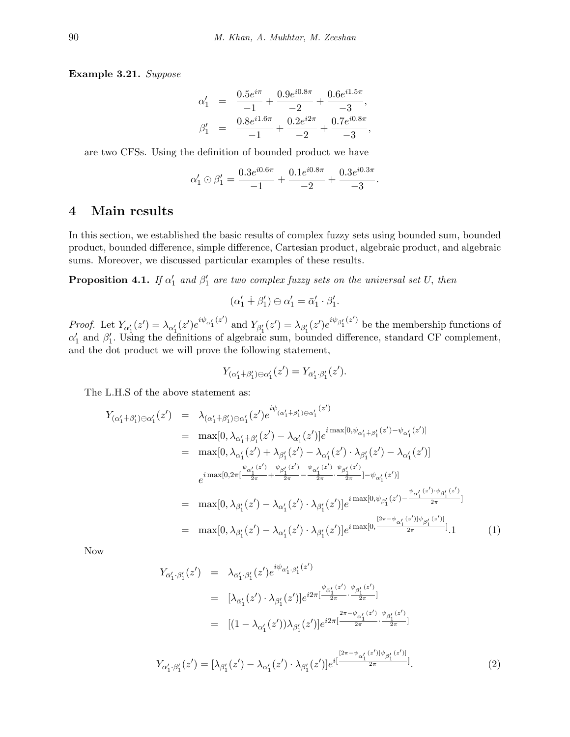**Example 3.21.** *Suppose*

$$\alpha_1' = \frac{0.5e^{i\pi}}{-1} + \frac{0.9e^{i0.8\pi}}{-2} + \frac{0.6e^{i1.5\pi}}{-3},$$
$$\beta_1' = \frac{0.8e^{i1.6\pi}}{-1} + \frac{0.2e^{i2\pi}}{-2} + \frac{0.7e^{i0.8\pi}}{-3},$$

are two CFSs. Using the definition of bounded product we have

$$\alpha_1' \odot \beta_1' = \frac{0.3e^{i0.6\pi}}{-1} + \frac{0.1e^{i0.8\pi}}{-2} + \frac{0.3e^{i0.3\pi}}{-3}.$$

# 4 Main results

In this section, we established the basic results of complex fuzzy sets using bounded sum, bounded product, bounded difference, simple difference, Cartesian product, algebraic product, and algebraic sums. Moreover, we discussed particular examples of these results.

**Proposition 4.1.** *If $\alpha_1'$ and $\beta_1'$ are two complex fuzzy sets on the universal set U, then*

$$(\alpha_1' \dotplus \beta_1') \ominus \alpha_1' = \bar{\alpha}_1' \cdot \beta_1'.$$

*Proof.* Let $Y_{\alpha_1'}(z') = \lambda_{\alpha_1'}(z')e^{i\psi_{\alpha_1'}(z')}$ and $Y_{\beta_1'}(z') = \lambda_{\beta_1'}(z')e^{i\psi_{\beta_1'}(z')}$ be the membership functions of $\alpha_1'$ and $\beta_1'$. Using the definitions of algebraic sum, bounded difference, standard CF complement, and the dot product we will prove the following statement,

$$Y_{(\alpha_1' \dotplus \beta_1') \ominus \alpha_1'}(z') = Y_{\bar{\alpha}_1' \cdot \beta_1'}(z').$$

The L.H.S of the above statement as:

$$\begin{aligned}
Y_{(\alpha_1' \dotplus \beta_1') \ominus \alpha_1'}(z') &= \lambda_{(\alpha_1' \dotplus \beta_1') \ominus \alpha_1'}(z')e^{i\psi_{(\alpha_1' \dotplus \beta_1') \ominus \alpha_1'}(z')} \\
&= \max[0, \lambda_{\alpha_1' \dotplus \beta_1'}(z') - \lambda_{\alpha_1'}(z')]e^{i\max[0, \psi_{\alpha_1' \dotplus \beta_1'}(z') - \psi_{\alpha_1'}(z')]} \\
&= \max[0, \lambda_{\alpha_1'}(z') + \lambda_{\beta_1'}(z') - \lambda_{\alpha_1'}(z') \cdot \lambda_{\beta_1'}(z') - \lambda_{\alpha_1'}(z')] \\
&\quad e^{i\max[0, 2\pi[\frac{\psi_{\alpha_1'}(z')}{2\pi} + \frac{\psi_{\beta_1'}(z')}{2\pi} - \frac{\psi_{\alpha_1'}(z')}{2\pi} \cdot \frac{\psi_{\beta_1'}(z')}{2\pi}] - \psi_{\alpha_1'}(z')]} \\
&= \max[0, \lambda_{\beta_1'}(z') - \lambda_{\alpha_1'}(z') \cdot \lambda_{\beta_1'}(z')]e^{i\max[0, \psi_{\beta_1'}(z') - \frac{\psi_{\alpha_1'}(z') \cdot \psi_{\beta_1'}(z')}{2\pi}]} \\
&= \max[0, \lambda_{\beta_1'}(z') - \lambda_{\alpha_1'}(z') \cdot \lambda_{\beta_1'}(z')]e^{i\max[0, \frac{[2\pi - \psi_{\alpha_1'}(z')]\psi_{\beta_1'}(z')]}{2\pi}]}.1 \qquad (1)
\end{aligned}$$

Now

$$\begin{aligned}
Y_{\bar{\alpha}_1' \cdot \beta_1'}(z') &= \lambda_{\bar{\alpha}_1' \cdot \beta_1'}(z')e^{i\psi_{\bar{\alpha}_1' \cdot \beta_1'}(z')} \\
&= [\lambda_{\bar{\alpha}_1'}(z') \cdot \lambda_{\beta_1'}(z')]e^{i2\pi[\frac{\psi_{\bar{\alpha}_1'}(z')}{2\pi} \cdot \frac{\psi_{\beta_1'}(z')}{2\pi}]} \\
&= [(1 - \lambda_{\alpha_1'}(z'))\lambda_{\beta_1'}(z')]e^{i2\pi[\frac{2\pi - \psi_{\alpha_1'}(z')}{2\pi} \cdot \frac{\psi_{\beta_1'}(z')}{2\pi}]}
\end{aligned}$$

$$Y_{\bar{\alpha}_1' \cdot \beta_1'}(z') = [\lambda_{\beta_1'}(z') - \lambda_{\alpha_1'}(z') \cdot \lambda_{\beta_1'}(z')]e^{i[\frac{[2\pi - \psi_{\alpha_1'}(z')]\psi_{\beta_1'}(z')]}{2\pi}]}. \qquad (2)$$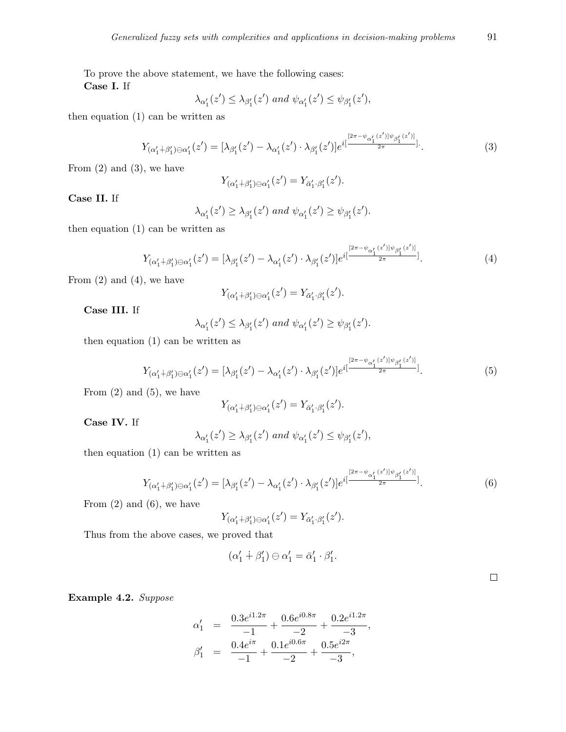To prove the above statement, we have the following cases:

**Case I.** If

$$\lambda_{\alpha_1'}(z') \leq \lambda_{\beta_1'}(z') \text{ and } \psi_{\alpha_1'}(z') \leq \psi_{\beta_1'}(z'),$$

then equation (1) can be written as

$$Y_{(\alpha_1' \dot{+} \beta_1') \ominus \alpha_1'}(z') = [\lambda_{\beta_1'}(z') - \lambda_{\alpha_1'}(z') \cdot \lambda_{\beta_1'}(z')] e^{i[\frac{[2\pi - \psi_{\alpha_1'}(z')]\psi_{\beta_1'}(z')]}{2\pi}]}. \tag{3}$$

From (2) and (3), we have

$$Y_{(\alpha_1' \dot{+} \beta_1') \ominus \alpha_1'}(z') = Y_{\bar{\alpha}_1' \cdot \beta_1'}(z').$$

**Case II.** If

$$\lambda_{\alpha_1'}(z') \geq \lambda_{\beta_1'}(z') \text{ and } \psi_{\alpha_1'}(z') \geq \psi_{\beta_1'}(z').$$

then equation (1) can be written as

$$Y_{(\alpha_1' \dot{+} \beta_1') \ominus \alpha_1'}(z') = [\lambda_{\beta_1'}(z') - \lambda_{\alpha_1'}(z') \cdot \lambda_{\beta_1'}(z')] e^{i[\frac{[2\pi - \psi_{\alpha_1'}(z')]\psi_{\beta_1'}(z')]}{2\pi}]}. \tag{4}$$

From (2) and (4), we have

$$Y_{(\alpha_1' \dot{+} \beta_1') \ominus \alpha_1'}(z') = Y_{\bar{\alpha}_1' \cdot \beta_1'}(z').$$

**Case III.** If

$$\lambda_{\alpha_1'}(z') \leq \lambda_{\beta_1'}(z') \text{ and } \psi_{\alpha_1'}(z') \geq \psi_{\beta_1'}(z').$$

then equation (1) can be written as

$$Y_{(\alpha_1' \dot{+} \beta_1') \ominus \alpha_1'}(z') = [\lambda_{\beta_1'}(z') - \lambda_{\alpha_1'}(z') \cdot \lambda_{\beta_1'}(z')] e^{i[\frac{[2\pi - \psi_{\alpha_1'}(z')]\psi_{\beta_1'}(z')]}{2\pi}]}. \tag{5}$$

From (2) and (5), we have

$$Y_{(\alpha_1' \dot{+} \beta_1') \ominus \alpha_1'}(z') = Y_{\bar{\alpha}_1' \cdot \beta_1'}(z').$$

**Case IV.** If

$$\lambda_{\alpha_1'}(z') \geq \lambda_{\beta_1'}(z') \text{ and } \psi_{\alpha_1'}(z') \leq \psi_{\beta_1'}(z'),$$

then equation (1) can be written as

$$Y_{(\alpha_1' \dot{+} \beta_1') \ominus \alpha_1'}(z') = [\lambda_{\beta_1'}(z') - \lambda_{\alpha_1'}(z') \cdot \lambda_{\beta_1'}(z')] e^{i[\frac{[2\pi - \psi_{\alpha_1'}(z')]\psi_{\beta_1'}(z')]}{2\pi}]}. \tag{6}$$

From (2) and (6), we have

$$Y_{(\alpha_1' \dot{+} \beta_1') \ominus \alpha_1'}(z') = Y_{\bar{\alpha}_1' \cdot \beta_1'}(z').$$

Thus from the above cases, we proved that

$$(\alpha_1' \dot{+} \beta_1') \ominus \alpha_1' = \bar{\alpha}_1' \cdot \beta_1'.$$

□

**Example 4.2.** *Suppose*

$$\begin{aligned}
\alpha_1' &= \frac{0.3e^{i1.2\pi}}{-1} + \frac{0.6e^{i0.8\pi}}{-2} + \frac{0.2e^{i1.2\pi}}{-3}, \\
\beta_1' &= \frac{0.4e^{i\pi}}{-1} + \frac{0.1e^{i0.6\pi}}{-2} + \frac{0.5e^{i2\pi}}{-3},
\end{aligned}$$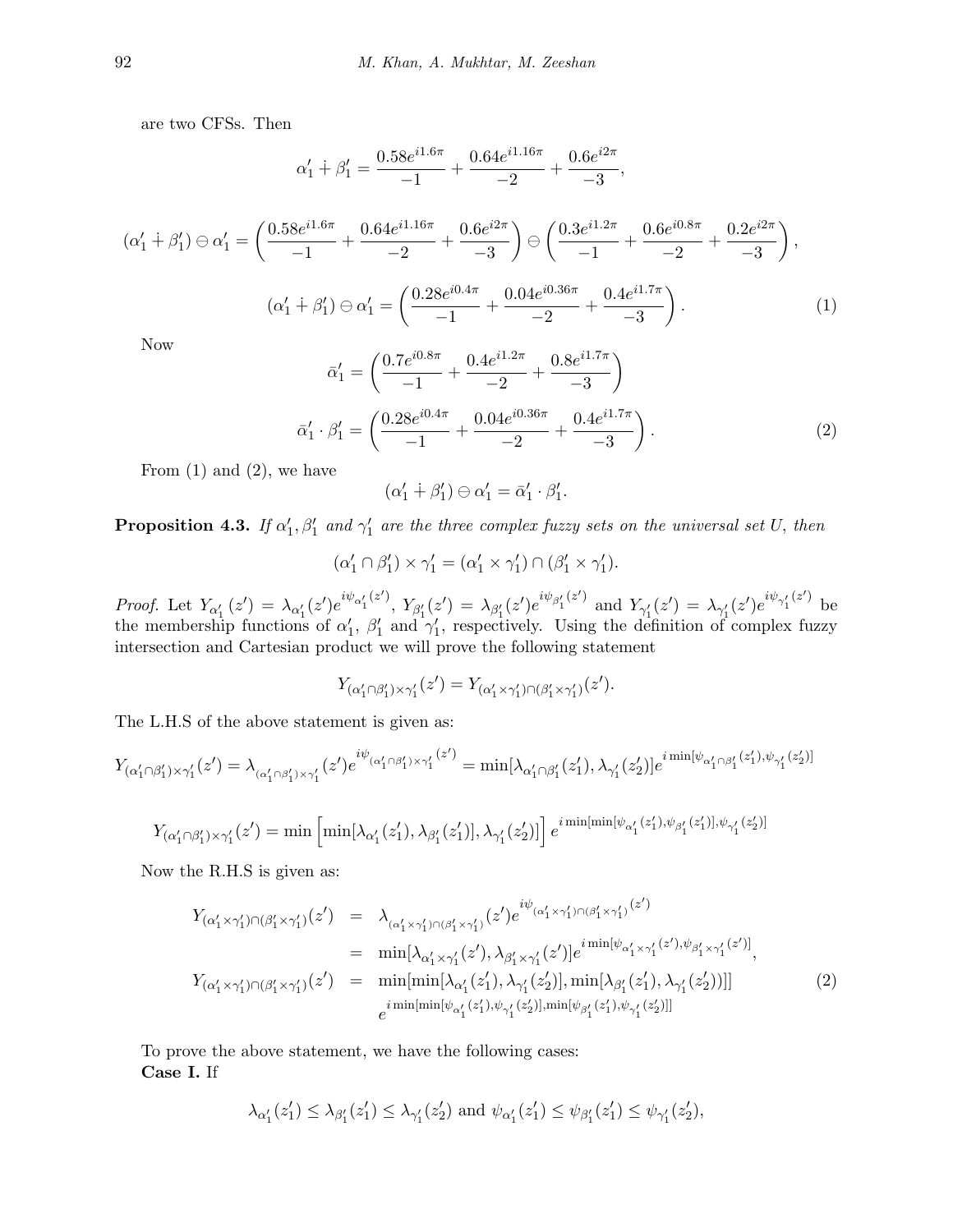are two CFSs. Then

$$\alpha_1' \dotplus \beta_1' = \frac{0.58e^{i1.6\pi}}{-1} + \frac{0.64e^{i1.16\pi}}{-2} + \frac{0.6e^{i2\pi}}{-3},$$

$$(\alpha_1' \dotplus \beta_1') \ominus \alpha_1' = \left(\frac{0.58e^{i1.6\pi}}{-1} + \frac{0.64e^{i1.16\pi}}{-2} + \frac{0.6e^{i2\pi}}{-3}\right) \ominus \left(\frac{0.3e^{i1.2\pi}}{-1} + \frac{0.6e^{i0.8\pi}}{-2} + \frac{0.2e^{i2\pi}}{-3}\right),$$

$$(\alpha_1' \dotplus \beta_1') \ominus \alpha_1' = \left(\frac{0.28e^{i0.4\pi}}{-1} + \frac{0.04e^{i0.36\pi}}{-2} + \frac{0.4e^{i1.7\pi}}{-3}\right). \tag{1}$$

Now

$$\bar{\alpha}_1' = \left(\frac{0.7e^{i0.8\pi}}{-1} + \frac{0.4e^{i1.2\pi}}{-2} + \frac{0.8e^{i1.7\pi}}{-3}\right)$$

$$\bar{\alpha}_1' \cdot \beta_1' = \left(\frac{0.28e^{i0.4\pi}}{-1} + \frac{0.04e^{i0.36\pi}}{-2} + \frac{0.4e^{i1.7\pi}}{-3}\right). \tag{2}$$

From (1) and (2), we have

$$(\alpha_1' \dotplus \beta_1') \ominus \alpha_1' = \bar{\alpha}_1' \cdot \beta_1'.$$

**Proposition 4.3.** *If $\alpha_1', \beta_1'$ and $\gamma_1'$ are the three complex fuzzy sets on the universal set $U$, then*

$$(\alpha_1' \cap \beta_1') \times \gamma_1' = (\alpha_1' \times \gamma_1') \cap (\beta_1' \times \gamma_1').$$

*Proof.* Let $Y_{\alpha_1'}(z') = \lambda_{\alpha_1'}(z')e^{i\psi_{\alpha_1'}(z')}$, $Y_{\beta_1'}(z') = \lambda_{\beta_1'}(z')e^{i\psi_{\beta_1'}(z')}$ and $Y_{\gamma_1'}(z') = \lambda_{\gamma_1'}(z')e^{i\psi_{\gamma_1'}(z')}$ be the membership functions of $\alpha_1'$, $\beta_1'$ and $\gamma_1'$, respectively. Using the definition of complex fuzzy intersection and Cartesian product we will prove the following statement

$$Y_{(\alpha_1' \cap \beta_1') \times \gamma_1'}(z') = Y_{(\alpha_1' \times \gamma_1') \cap (\beta_1' \times \gamma_1')}(z').$$

The L.H.S of the above statement is given as:

$$Y_{(\alpha_1' \cap \beta_1') \times \gamma_1'}(z') = \lambda_{(\alpha_1' \cap \beta_1') \times \gamma_1'}(z')e^{i\psi_{(\alpha_1' \cap \beta_1') \times \gamma_1'}(z')} = \min[\lambda_{\alpha_1' \cap \beta_1'}(z_1'), \lambda_{\gamma_1'}(z_2')]e^{i\min[\psi_{\alpha_1' \cap \beta_1'}(z_1'), \psi_{\gamma_1'}(z_2')]}$$

$$Y_{(\alpha_1' \cap \beta_1') \times \gamma_1'}(z') = \min\left[\min[\lambda_{\alpha_1'}(z_1'), \lambda_{\beta_1'}(z_1')], \lambda_{\gamma_1'}(z_2')\right]e^{i\min[\min[\psi_{\alpha_1'}(z_1'), \psi_{\beta_1'}(z_1')], \psi_{\gamma_1'}(z_2')]}$$

Now the R.H.S is given as:

$$\begin{aligned}
Y_{(\alpha_1' \times \gamma_1') \cap (\beta_1' \times \gamma_1')}(z') &= \lambda_{(\alpha_1' \times \gamma_1') \cap (\beta_1' \times \gamma_1')}(z')e^{i\psi_{(\alpha_1' \times \gamma_1') \cap (\beta_1' \times \gamma_1')}(z')} \\
&= \min[\lambda_{\alpha_1' \times \gamma_1'}(z'), \lambda_{\beta_1' \times \gamma_1'}(z')]e^{i\min[\psi_{\alpha_1' \times \gamma_1'}(z'), \psi_{\beta_1' \times \gamma_1'}(z')]}, \\
Y_{(\alpha_1' \times \gamma_1') \cap (\beta_1' \times \gamma_1')}(z') &= \min[\min[\lambda_{\alpha_1'}(z_1'), \lambda_{\gamma_1'}(z_2')], \min[\lambda_{\beta_1'}(z_1'), \lambda_{\gamma_1'}(z_2'))]] \\
&\quad e^{i\min[\min[\psi_{\alpha_1'}(z_1'), \psi_{\gamma_1'}(z_2')], \min[\psi_{\beta_1'}(z_1'), \psi_{\gamma_1'}(z_2')]]}
\end{aligned} \tag{2}$$

To prove the above statement, we have the following cases:

**Case I.** If

$$\lambda_{\alpha_1'}(z_1') \leq \lambda_{\beta_1'}(z_1') \leq \lambda_{\gamma_1'}(z_2') \text{ and } \psi_{\alpha_1'}(z_1') \leq \psi_{\beta_1'}(z_1') \leq \psi_{\gamma_1'}(z_2'),$$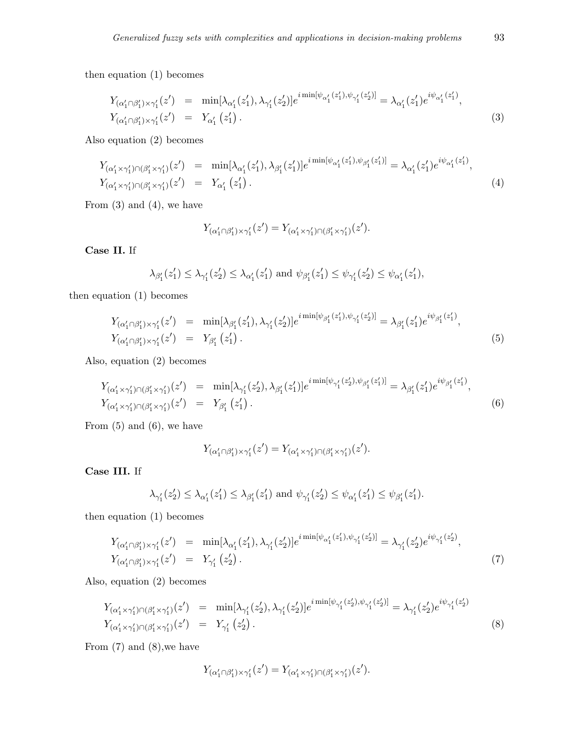then equation (1) becomes

$$
\begin{aligned}
Y_{(\alpha'_1 \cap \beta'_1) \times \gamma'_1}(z') &= \min[\lambda_{\alpha'_1}(z'_1), \lambda_{\gamma'_1}(z'_2)] e^{i \min[\psi_{\alpha'_1}(z'_1), \psi_{\gamma'_1}(z'_2)]} = \lambda_{\alpha'_1}(z'_1) e^{i\psi_{\alpha'_1}(z'_1)}, \\
Y_{(\alpha'_1 \cap \beta'_1) \times \gamma'_1}(z') &= Y_{\alpha'_1}(z'_1).
\end{aligned} \tag{3}
$$

Also equation (2) becomes

$$
\begin{aligned}
Y_{(\alpha'_1 \times \gamma'_1) \cap (\beta'_1 \times \gamma'_1)}(z') &= \min[\lambda_{\alpha'_1}(z'_1), \lambda_{\beta'_1}(z'_1)] e^{i \min[\psi_{\alpha'_1}(z'_1), \psi_{\beta'_1}(z'_1)]} = \lambda_{\alpha'_1}(z'_1) e^{i\psi_{\alpha'_1}(z'_1)}, \\
Y_{(\alpha'_1 \times \gamma'_1) \cap (\beta'_1 \times \gamma'_1)}(z') &= Y_{\alpha'_1}(z'_1).
\end{aligned} \tag{4}
$$

From (3) and (4), we have

$$
Y_{(\alpha'_1 \cap \beta'_1) \times \gamma'_1}(z') = Y_{(\alpha'_1 \times \gamma'_1) \cap (\beta'_1 \times \gamma'_1)}(z').
$$

**Case II.** If

$$
\lambda_{\beta'_1}(z'_1) \leq \lambda_{\gamma'_1}(z'_2) \leq \lambda_{\alpha'_1}(z'_1) \text{ and } \psi_{\beta'_1}(z'_1) \leq \psi_{\gamma'_1}(z'_2) \leq \psi_{\alpha'_1}(z'_1),
$$

then equation (1) becomes

$$
\begin{aligned}
Y_{(\alpha'_1 \cap \beta'_1) \times \gamma'_1}(z') &= \min[\lambda_{\beta'_1}(z'_1), \lambda_{\gamma'_1}(z'_2)] e^{i \min[\psi_{\beta'_1}(z'_1), \psi_{\gamma'_1}(z'_2)]} = \lambda_{\beta'_1}(z'_1) e^{i\psi_{\beta'_1}(z'_1)}, \\
Y_{(\alpha'_1 \cap \beta'_1) \times \gamma'_1}(z') &= Y_{\beta'_1}(z'_1).
\end{aligned} \tag{5}
$$

Also, equation (2) becomes

$$
\begin{aligned}
Y_{(\alpha'_1 \times \gamma'_1) \cap (\beta'_1 \times \gamma'_1)}(z') &= \min[\lambda_{\gamma'_1}(z'_2), \lambda_{\beta'_1}(z'_1)] e^{i \min[\psi_{\gamma'_1}(z'_2), \psi_{\beta'_1}(z'_1)]} = \lambda_{\beta'_1}(z'_1) e^{i\psi_{\beta'_1}(z'_1)}, \\
Y_{(\alpha'_1 \times \gamma'_1) \cap (\beta'_1 \times \gamma'_1)}(z') &= Y_{\beta'_1}(z'_1).
\end{aligned} \tag{6}
$$

From (5) and (6), we have

$$
Y_{(\alpha'_1 \cap \beta'_1) \times \gamma'_1}(z') = Y_{(\alpha'_1 \times \gamma'_1) \cap (\beta'_1 \times \gamma'_1)}(z').
$$

**Case III.** If

$$
\lambda_{\gamma'_1}(z'_2) \leq \lambda_{\alpha'_1}(z'_1) \leq \lambda_{\beta'_1}(z'_1) \text{ and } \psi_{\gamma'_1}(z'_2) \leq \psi_{\alpha'_1}(z'_1) \leq \psi_{\beta'_1}(z'_1).
$$

then equation (1) becomes

$$
\begin{aligned}
Y_{(\alpha'_1 \cap \beta'_1) \times \gamma'_1}(z') &= \min[\lambda_{\alpha'_1}(z'_1), \lambda_{\gamma'_1}(z'_2)] e^{i \min[\psi_{\alpha'_1}(z'_1), \psi_{\gamma'_1}(z'_2)]} = \lambda_{\gamma'_1}(z'_2) e^{i\psi_{\gamma'_1}(z'_2)}, \\
Y_{(\alpha'_1 \cap \beta'_1) \times \gamma'_1}(z') &= Y_{\gamma'_1}(z'_2).
\end{aligned} \tag{7}
$$

Also, equation (2) becomes

$$
\begin{aligned}
Y_{(\alpha'_1 \times \gamma'_1) \cap (\beta'_1 \times \gamma'_1)}(z') &= \min[\lambda_{\gamma'_1}(z'_2), \lambda_{\gamma'_1}(z'_2)] e^{i \min[\psi_{\gamma'_1}(z'_2), \psi_{\gamma'_1}(z'_2)]} = \lambda_{\gamma'_1}(z'_2) e^{i\psi_{\gamma'_1}(z'_2)} \\
Y_{(\alpha'_1 \times \gamma'_1) \cap (\beta'_1 \times \gamma'_1)}(z') &= Y_{\gamma'_1}(z'_2).
\end{aligned} \tag{8}
$$

From (7) and (8),we have

$$
Y_{(\alpha'_1 \cap \beta'_1) \times \gamma'_1}(z') = Y_{(\alpha'_1 \times \gamma'_1) \cap (\beta'_1 \times \gamma'_1)}(z').
$$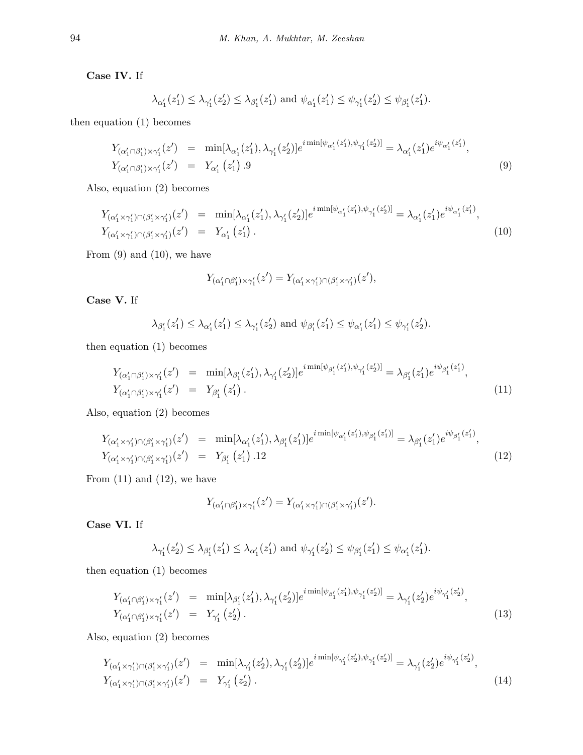**Case IV.** If

$$\lambda_{\alpha'_1}(z'_1) \leq \lambda_{\gamma'_1}(z'_2) \leq \lambda_{\beta'_1}(z'_1) \text{ and } \psi_{\alpha'_1}(z'_1) \leq \psi_{\gamma'_1}(z'_2) \leq \psi_{\beta'_1}(z'_1).$$

then equation (1) becomes

$$\begin{aligned}
Y_{(\alpha'_1 \cap \beta'_1)\times\gamma'_1}(z') &= \min[\lambda_{\alpha'_1}(z'_1), \lambda_{\gamma'_1}(z'_2)]e^{i\min[\psi_{\alpha'_1}(z'_1), \psi_{\gamma'_1}(z'_2)]} = \lambda_{\alpha'_1}(z'_1)e^{i\psi_{\alpha'_1}(z'_1)}, \\
Y_{(\alpha'_1 \cap \beta'_1)\times\gamma'_1}(z') &= Y_{\alpha'_1}(z'_1).9
\end{aligned} \tag{9}$$

Also, equation (2) becomes

$$\begin{aligned}
Y_{(\alpha'_1 \times\gamma'_1)\cap(\beta'_1\times\gamma'_1)}(z') &= \min[\lambda_{\alpha'_1}(z'_1), \lambda_{\gamma'_1}(z'_2)]e^{i\min[\psi_{\alpha'_1}(z'_1), \psi_{\gamma'_1}(z'_2)]} = \lambda_{\alpha'_1}(z'_1)e^{i\psi_{\alpha'_1}(z'_1)}, \\
Y_{(\alpha'_1 \times\gamma'_1)\cap(\beta'_1\times\gamma'_1)}(z') &= Y_{\alpha'_1}(z'_1).
\end{aligned} \tag{10}$$

From (9) and (10), we have

$$Y_{(\alpha'_1 \cap \beta'_1)\times\gamma'_1}(z') = Y_{(\alpha'_1 \times\gamma'_1)\cap(\beta'_1\times\gamma'_1)}(z'),$$

**Case V.** If

$$\lambda_{\beta'_1}(z'_1) \leq \lambda_{\alpha'_1}(z'_1) \leq \lambda_{\gamma'_1}(z'_2) \text{ and } \psi_{\beta'_1}(z'_1) \leq \psi_{\alpha'_1}(z'_1) \leq \psi_{\gamma'_1}(z'_2).$$

then equation (1) becomes

$$\begin{aligned}
Y_{(\alpha'_1 \cap \beta'_1)\times\gamma'_1}(z') &= \min[\lambda_{\beta'_1}(z'_1), \lambda_{\gamma'_1}(z'_2)]e^{i\min[\psi_{\beta'_1}(z'_1), \psi_{\gamma'_1}(z'_2)]} = \lambda_{\beta'_1}(z'_1)e^{i\psi_{\beta'_1}(z'_1)}, \\
Y_{(\alpha'_1 \cap \beta'_1)\times\gamma'_1}(z') &= Y_{\beta'_1}(z'_1).
\end{aligned} \tag{11}$$

Also, equation (2) becomes

$$\begin{aligned}
Y_{(\alpha'_1 \times\gamma'_1)\cap(\beta'_1\times\gamma'_1)}(z') &= \min[\lambda_{\alpha'_1}(z'_1), \lambda_{\beta'_1}(z'_1)]e^{i\min[\psi_{\alpha'_1}(z'_1), \psi_{\beta'_1}(z'_1)]} = \lambda_{\beta'_1}(z'_1)e^{i\psi_{\beta'_1}(z'_1)}, \\
Y_{(\alpha'_1 \times\gamma'_1)\cap(\beta'_1\times\gamma'_1)}(z') &= Y_{\beta'_1}(z'_1).12
\end{aligned} \tag{12}$$

From (11) and (12), we have

$$Y_{(\alpha'_1 \cap \beta'_1)\times\gamma'_1}(z') = Y_{(\alpha'_1 \times\gamma'_1)\cap(\beta'_1\times\gamma'_1)}(z').$$

**Case VI.** If

$$\lambda_{\gamma'_1}(z'_2) \leq \lambda_{\beta'_1}(z'_1) \leq \lambda_{\alpha'_1}(z'_1) \text{ and } \psi_{\gamma'_1}(z'_2) \leq \psi_{\beta'_1}(z'_1) \leq \psi_{\alpha'_1}(z'_1).$$

then equation (1) becomes

$$\begin{aligned}
Y_{(\alpha'_1 \cap \beta'_1)\times\gamma'_1}(z') &= \min[\lambda_{\beta'_1}(z'_1), \lambda_{\gamma'_1}(z'_2)]e^{i\min[\psi_{\beta'_1}(z'_1), \psi_{\gamma'_1}(z'_2)]} = \lambda_{\gamma'_1}(z'_2)e^{i\psi_{\gamma'_1}(z'_2)}, \\
Y_{(\alpha'_1 \cap \beta'_1)\times\gamma'_1}(z') &= Y_{\gamma'_1}(z'_2).
\end{aligned} \tag{13}$$

Also, equation (2) becomes

$$\begin{aligned}
Y_{(\alpha'_1 \times\gamma'_1)\cap(\beta'_1\times\gamma'_1)}(z') &= \min[\lambda_{\gamma'_1}(z'_2), \lambda_{\gamma'_1}(z'_2)]e^{i\min[\psi_{\gamma'_1}(z'_2), \psi_{\gamma'_1}(z'_2)]} = \lambda_{\gamma'_1}(z'_2)e^{i\psi_{\gamma'_1}(z'_2)}, \\
Y_{(\alpha'_1 \times\gamma'_1)\cap(\beta'_1\times\gamma'_1)}(z') &= Y_{\gamma'_1}(z'_2).
\end{aligned} \tag{14}$$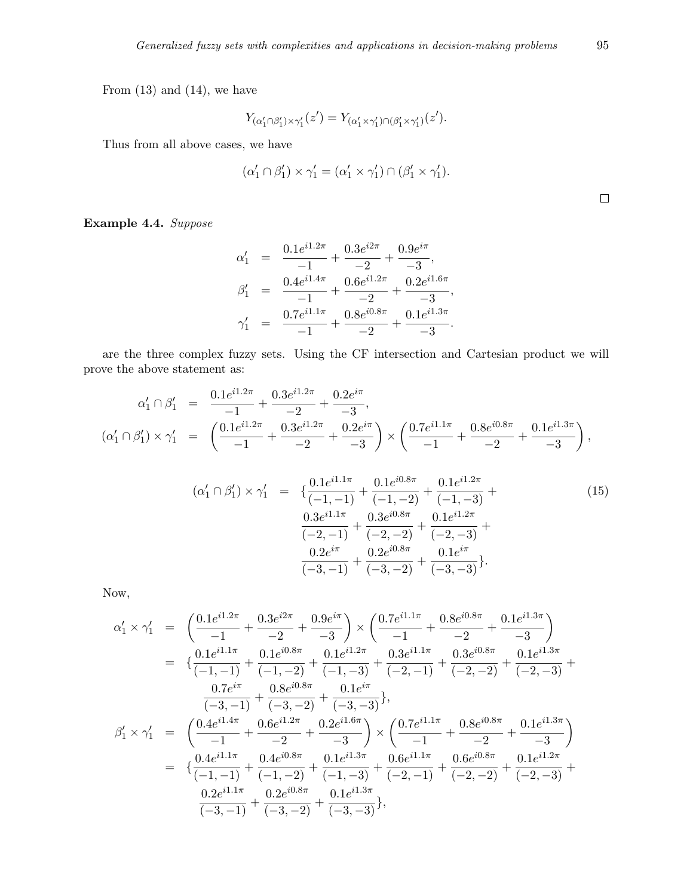From (13) and (14), we have

$$Y_{(\alpha_1' \cap \beta_1') \times \gamma_1'}(z') = Y_{(\alpha_1' \times \gamma_1') \cap (\beta_1' \times \gamma_1')}(z').$$

Thus from all above cases, we have

$$(\alpha_1' \cap \beta_1') \times \gamma_1' = (\alpha_1' \times \gamma_1') \cap (\beta_1' \times \gamma_1').$$

□

**Example 4.4.** *Suppose*

$$\begin{aligned}
\alpha_1' &= \frac{0.1e^{i1.2\pi}}{-1} + \frac{0.3e^{i2\pi}}{-2} + \frac{0.9e^{i\pi}}{-3}, \\
\beta_1' &= \frac{0.4e^{i1.4\pi}}{-1} + \frac{0.6e^{i1.2\pi}}{-2} + \frac{0.2e^{i1.6\pi}}{-3}, \\
\gamma_1' &= \frac{0.7e^{i1.1\pi}}{-1} + \frac{0.8e^{i0.8\pi}}{-2} + \frac{0.1e^{i1.3\pi}}{-3}.
\end{aligned}$$

are the three complex fuzzy sets. Using the CF intersection and Cartesian product we will prove the above statement as:

$$\begin{aligned}
\alpha_1' \cap \beta_1' &= \frac{0.1e^{i1.2\pi}}{-1} + \frac{0.3e^{i1.2\pi}}{-2} + \frac{0.2e^{i\pi}}{-3}, \\
(\alpha_1' \cap \beta_1') \times \gamma_1' &= \left(\frac{0.1e^{i1.2\pi}}{-1} + \frac{0.3e^{i1.2\pi}}{-2} + \frac{0.2e^{i\pi}}{-3}\right) \times \left(\frac{0.7e^{i1.1\pi}}{-1} + \frac{0.8e^{i0.8\pi}}{-2} + \frac{0.1e^{i1.3\pi}}{-3}\right),
\end{aligned}$$

$$\begin{aligned}
(\alpha_1' \cap \beta_1') \times \gamma_1' = \{ & \frac{0.1e^{i1.1\pi}}{(-1,-1)} + \frac{0.1e^{i0.8\pi}}{(-1,-2)} + \frac{0.1e^{i1.2\pi}}{(-1,-3)} + \\
& \frac{0.3e^{i1.1\pi}}{(-2,-1)} + \frac{0.3e^{i0.8\pi}}{(-2,-2)} + \frac{0.1e^{i1.2\pi}}{(-2,-3)} + \\
& \frac{0.2e^{i\pi}}{(-3,-1)} + \frac{0.2e^{i0.8\pi}}{(-3,-2)} + \frac{0.1e^{i\pi}}{(-3,-3)}\}.
\end{aligned} \tag{15}$$

Now,

$$\begin{aligned}
\alpha_1' \times \gamma_1' &= \left(\frac{0.1e^{i1.2\pi}}{-1} + \frac{0.3e^{i2\pi}}{-2} + \frac{0.9e^{i\pi}}{-3}\right) \times \left(\frac{0.7e^{i1.1\pi}}{-1} + \frac{0.8e^{i0.8\pi}}{-2} + \frac{0.1e^{i1.3\pi}}{-3}\right) \\
&= \{\frac{0.1e^{i1.1\pi}}{(-1,-1)} + \frac{0.1e^{i0.8\pi}}{(-1,-2)} + \frac{0.1e^{i1.2\pi}}{(-1,-3)} + \frac{0.3e^{i1.1\pi}}{(-2,-1)} + \frac{0.3e^{i0.8\pi}}{(-2,-2)} + \frac{0.1e^{i1.3\pi}}{(-2,-3)} + \\
&\qquad \frac{0.7e^{i\pi}}{(-3,-1)} + \frac{0.8e^{i0.8\pi}}{(-3,-2)} + \frac{0.1e^{i\pi}}{(-3,-3)}\}, \\
\beta_1' \times \gamma_1' &= \left(\frac{0.4e^{i1.4\pi}}{-1} + \frac{0.6e^{i1.2\pi}}{-2} + \frac{0.2e^{i1.6\pi}}{-3}\right) \times \left(\frac{0.7e^{i1.1\pi}}{-1} + \frac{0.8e^{i0.8\pi}}{-2} + \frac{0.1e^{i1.3\pi}}{-3}\right) \\
&= \{\frac{0.4e^{i1.1\pi}}{(-1,-1)} + \frac{0.4e^{i0.8\pi}}{(-1,-2)} + \frac{0.1e^{i1.3\pi}}{(-1,-3)} + \frac{0.6e^{i1.1\pi}}{(-2,-1)} + \frac{0.6e^{i0.8\pi}}{(-2,-2)} + \frac{0.1e^{i1.2\pi}}{(-2,-3)} + \\
&\qquad \frac{0.2e^{i1.1\pi}}{(-3,-1)} + \frac{0.2e^{i0.8\pi}}{(-3,-2)} + \frac{0.1e^{i1.3\pi}}{(-3,-3)}\},
\end{aligned}$$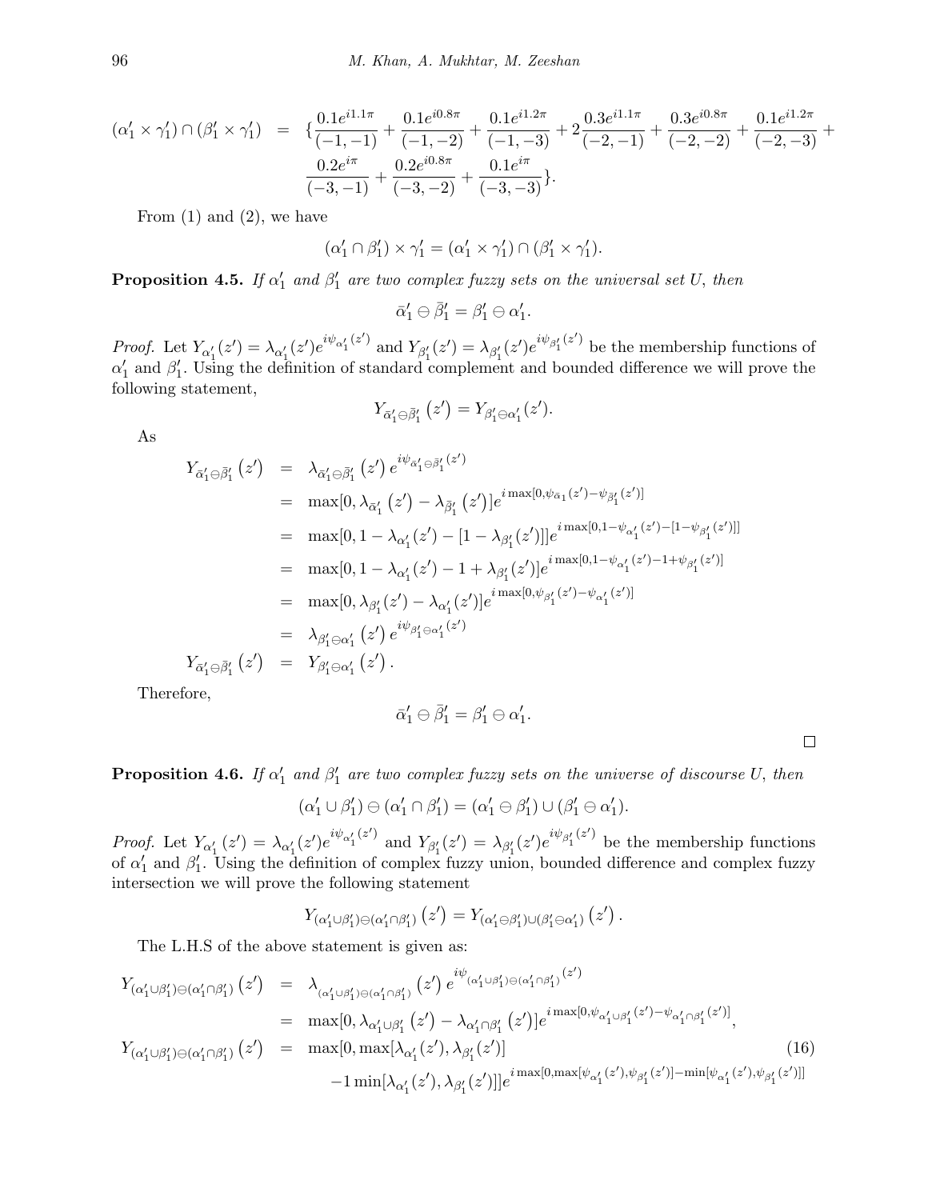$$(\alpha_1' \times \gamma_1') \cap (\beta_1' \times \gamma_1') = \{\frac{0.1e^{i1.1\pi}}{(-1,-1)} + \frac{0.1e^{i0.8\pi}}{(-1,-2)} + \frac{0.1e^{i1.2\pi}}{(-1,-3)} + 2\frac{0.3e^{i1.1\pi}}{(-2,-1)} + \frac{0.3e^{i0.8\pi}}{(-2,-2)} + \frac{0.1e^{i1.2\pi}}{(-2,-3)} + \frac{0.2e^{i\pi}}{(-3,-1)} + \frac{0.2e^{i0.8\pi}}{(-3,-2)} + \frac{0.1e^{i\pi}}{(-3,-3)}\}.$$

From (1) and (2), we have

$$(\alpha_1' \cap \beta_1') \times \gamma_1' = (\alpha_1' \times \gamma_1') \cap (\beta_1' \times \gamma_1').$$

**Proposition 4.5.** *If $\alpha_1'$ and $\beta_1'$ are two complex fuzzy sets on the universal set $U$, then*

$$\bar{\alpha}_1' \ominus \bar{\beta}_1' = \beta_1' \ominus \alpha_1'.$$

*Proof.* Let $Y_{\alpha_1'}(z') = \lambda_{\alpha_1'}(z')e^{i\psi_{\alpha_1'}(z')}$ and $Y_{\beta_1'}(z') = \lambda_{\beta_1'}(z')e^{i\psi_{\beta_1'}(z')}$ be the membership functions of $\alpha_1'$ and $\beta_1'$. Using the definition of standard complement and bounded difference we will prove the following statement,

$$Y_{\bar{\alpha}_1' \ominus \bar{\beta}_1'}(z') = Y_{\beta_1' \ominus \alpha_1'}(z').$$

As

$$\begin{aligned}
Y_{\bar{\alpha}_1' \ominus \bar{\beta}_1'}(z') &= \lambda_{\bar{\alpha}_1' \ominus \bar{\beta}_1'}(z')\, e^{i\psi_{\bar{\alpha}_1' \ominus \bar{\beta}_1'}(z')} \\
&= \max[0, \lambda_{\bar{\alpha}_1'}(z') - \lambda_{\bar{\beta}_1'}(z')]e^{i\max[0,\psi_{\bar{\alpha}_1}(z') - \psi_{\bar{\beta}_1'}(z')]} \\
&= \max[0, 1 - \lambda_{\alpha_1'}(z') - [1 - \lambda_{\beta_1'}(z')]]e^{i\max[0,1-\psi_{\alpha_1'}(z') - [1-\psi_{\beta_1'}(z')]]} \\
&= \max[0, 1 - \lambda_{\alpha_1'}(z') - 1 + \lambda_{\beta_1'}(z')]e^{i\max[0,1-\psi_{\alpha_1'}(z') - 1 + \psi_{\beta_1'}(z')]} \\
&= \max[0, \lambda_{\beta_1'}(z') - \lambda_{\alpha_1'}(z')]e^{i\max[0,\psi_{\beta_1'}(z') - \psi_{\alpha_1'}(z')]} \\
&= \lambda_{\beta_1' \ominus \alpha_1'}(z')\, e^{i\psi_{\beta_1' \ominus \alpha_1'}(z')} \\
Y_{\bar{\alpha}_1' \ominus \bar{\beta}_1'}(z') &= Y_{\beta_1' \ominus \alpha_1'}(z').
\end{aligned}$$

Therefore,

$$\bar{\alpha}_1' \ominus \bar{\beta}_1' = \beta_1' \ominus \alpha_1'.$$

□

**Proposition 4.6.** *If $\alpha_1'$ and $\beta_1'$ are two complex fuzzy sets on the universe of discourse $U$, then*

$$(\alpha_1' \cup \beta_1') \ominus (\alpha_1' \cap \beta_1') = (\alpha_1' \ominus \beta_1') \cup (\beta_1' \ominus \alpha_1').$$

*Proof.* Let $Y_{\alpha_1'}(z') = \lambda_{\alpha_1'}(z')e^{i\psi_{\alpha_1'}(z')}$ and $Y_{\beta_1'}(z') = \lambda_{\beta_1'}(z')e^{i\psi_{\beta_1'}(z')}$ be the membership functions of $\alpha_1'$ and $\beta_1'$. Using the definition of complex fuzzy union, bounded difference and complex fuzzy intersection we will prove the following statement

$$Y_{(\alpha_1' \cup \beta_1') \ominus (\alpha_1' \cap \beta_1')}(z') = Y_{(\alpha_1' \ominus \beta_1') \cup (\beta_1' \ominus \alpha_1')}(z').$$

The L.H.S of the above statement is given as:

$$\begin{aligned}
Y_{(\alpha_1' \cup \beta_1') \ominus (\alpha_1' \cap \beta_1')}(z') &= \lambda_{(\alpha_1' \cup \beta_1') \ominus (\alpha_1' \cap \beta_1')}(z')\, e^{i\psi_{(\alpha_1' \cup \beta_1') \ominus (\alpha_1' \cap \beta_1')}(z')} \\
&= \max[0, \lambda_{\alpha_1' \cup \beta_1'}(z') - \lambda_{\alpha_1' \cap \beta_1'}(z')]e^{i\max[0,\psi_{\alpha_1' \cup \beta_1'}(z') - \psi_{\alpha_1' \cap \beta_1'}(z')]}, \\
Y_{(\alpha_1' \cup \beta_1') \ominus (\alpha_1' \cap \beta_1')}(z') &= \max[0, \max[\lambda_{\alpha_1'}(z'), \lambda_{\beta_1'}(z')] \\
&\quad -1\min[\lambda_{\alpha_1'}(z'), \lambda_{\beta_1'}(z')]]e^{i\max[0,\max[\psi_{\alpha_1'}(z'),\psi_{\beta_1'}(z')] - \min[\psi_{\alpha_1'}(z'),\psi_{\beta_1'}(z')]]}
\end{aligned} \tag{16}$$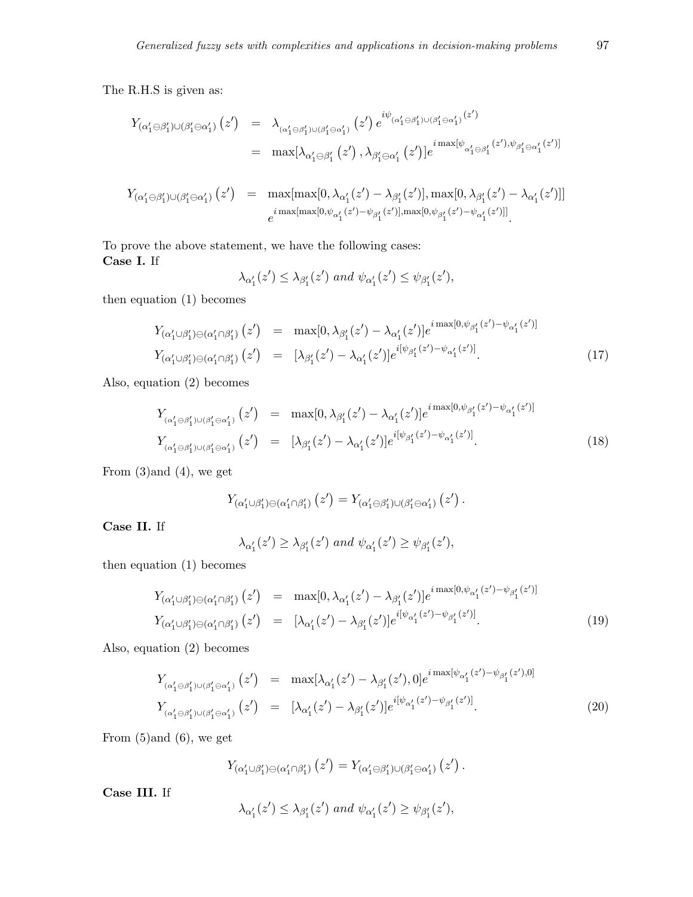The R.H.S is given as:

$$
\begin{aligned}
Y_{(\alpha_1' \ominus \beta_1') \cup (\beta_1' \ominus \alpha_1')}\left(z'\right) &= \lambda_{(\alpha_1' \ominus \beta_1') \cup (\beta_1' \ominus \alpha_1')}\left(z'\right) e^{i\psi_{(\alpha_1' \ominus \beta_1') \cup (\beta_1' \ominus \alpha_1')}(z')} \\
&= \max[\lambda_{\alpha_1' \ominus \beta_1'}\left(z'\right), \lambda_{\beta_1' \ominus \alpha_1'}\left(z'\right)] e^{i \max[\psi_{\alpha_1' \ominus \beta_1'}(z'), \psi_{\beta_1' \ominus \alpha_1'}(z')]}
\end{aligned}
$$

$$
\begin{aligned}
Y_{(\alpha_1' \ominus \beta_1') \cup (\beta_1' \ominus \alpha_1')}\left(z'\right) &= \max[\max[0, \lambda_{\alpha_1'}(z') - \lambda_{\beta_1'}(z')], \max[0, \lambda_{\beta_1'}(z') - \lambda_{\alpha_1'}(z')]] \\
&\quad e^{i \max[\max[0, \psi_{\alpha_1'}(z') - \psi_{\beta_1'}(z')], \max[0, \psi_{\beta_1'}(z') - \psi_{\alpha_1'}(z')]]}.
\end{aligned}
$$

To prove the above statement, we have the following cases:

**Case I.** If

$$
\lambda_{\alpha_1'}(z') \leq \lambda_{\beta_1'}(z') \text{ and } \psi_{\alpha_1'}(z') \leq \psi_{\beta_1'}(z'),
$$

then equation (1) becomes

$$
\begin{aligned}
Y_{(\alpha_1' \cup \beta_1') \ominus (\alpha_1' \cap \beta_1')}\left(z'\right) &= \max[0, \lambda_{\beta_1'}(z') - \lambda_{\alpha_1'}(z')] e^{i \max[0, \psi_{\beta_1'}(z') - \psi_{\alpha_1'}(z')]} \\
Y_{(\alpha_1' \cup \beta_1') \ominus (\alpha_1' \cap \beta_1')}\left(z'\right) &= [\lambda_{\beta_1'}(z') - \lambda_{\alpha_1'}(z')] e^{i[\psi_{\beta_1'}(z') - \psi_{\alpha_1'}(z')]}. \qquad (17)
\end{aligned}
$$

Also, equation (2) becomes

$$
\begin{aligned}
Y_{(\alpha_1' \ominus \beta_1') \cup (\beta_1' \ominus \alpha_1')}\left(z'\right) &= \max[0, \lambda_{\beta_1'}(z') - \lambda_{\alpha_1'}(z')] e^{i \max[0, \psi_{\beta_1'}(z') - \psi_{\alpha_1'}(z')]} \\
Y_{(\alpha_1' \ominus \beta_1') \cup (\beta_1' \ominus \alpha_1')}\left(z'\right) &= [\lambda_{\beta_1'}(z') - \lambda_{\alpha_1'}(z')] e^{i[\psi_{\beta_1'}(z') - \psi_{\alpha_1'}(z')]}. \qquad (18)
\end{aligned}
$$

From (3)and (4), we get

$$
Y_{(\alpha_1' \cup \beta_1') \ominus (\alpha_1' \cap \beta_1')}\left(z'\right) = Y_{(\alpha_1' \ominus \beta_1') \cup (\beta_1' \ominus \alpha_1')}\left(z'\right).
$$

**Case II.** If

$$
\lambda_{\alpha_1'}(z') \geq \lambda_{\beta_1'}(z') \text{ and } \psi_{\alpha_1'}(z') \geq \psi_{\beta_1'}(z'),
$$

then equation (1) becomes

$$
\begin{aligned}
Y_{(\alpha_1' \cup \beta_1') \ominus (\alpha_1' \cap \beta_1')}\left(z'\right) &= \max[0, \lambda_{\alpha_1'}(z') - \lambda_{\beta_1'}(z')] e^{i \max[0, \psi_{\alpha_1'}(z') - \psi_{\beta_1'}(z')]} \\
Y_{(\alpha_1' \cup \beta_1') \ominus (\alpha_1' \cap \beta_1')}\left(z'\right) &= [\lambda_{\alpha_1'}(z') - \lambda_{\beta_1'}(z')] e^{i[\psi_{\alpha_1'}(z') - \psi_{\beta_1'}(z')]}. \qquad (19)
\end{aligned}
$$

Also, equation (2) becomes

$$
\begin{aligned}
Y_{(\alpha_1' \ominus \beta_1') \cup (\beta_1' \ominus \alpha_1')}\left(z'\right) &= \max[\lambda_{\alpha_1'}(z') - \lambda_{\beta_1'}(z'), 0] e^{i \max[\psi_{\alpha_1'}(z') - \psi_{\beta_1'}(z'), 0]} \\
Y_{(\alpha_1' \ominus \beta_1') \cup (\beta_1' \ominus \alpha_1')}\left(z'\right) &= [\lambda_{\alpha_1'}(z') - \lambda_{\beta_1'}(z')] e^{i[\psi_{\alpha_1'}(z') - \psi_{\beta_1'}(z')]}. \qquad (20)
\end{aligned}
$$

From (5)and (6), we get

$$
Y_{(\alpha_1' \cup \beta_1') \ominus (\alpha_1' \cap \beta_1')}\left(z'\right) = Y_{(\alpha_1' \ominus \beta_1') \cup (\beta_1' \ominus \alpha_1')}\left(z'\right).
$$

**Case III.** If

$$
\lambda_{\alpha_1'}(z') \leq \lambda_{\beta_1'}(z') \text{ and } \psi_{\alpha_1'}(z') \geq \psi_{\beta_1'}(z'),
$$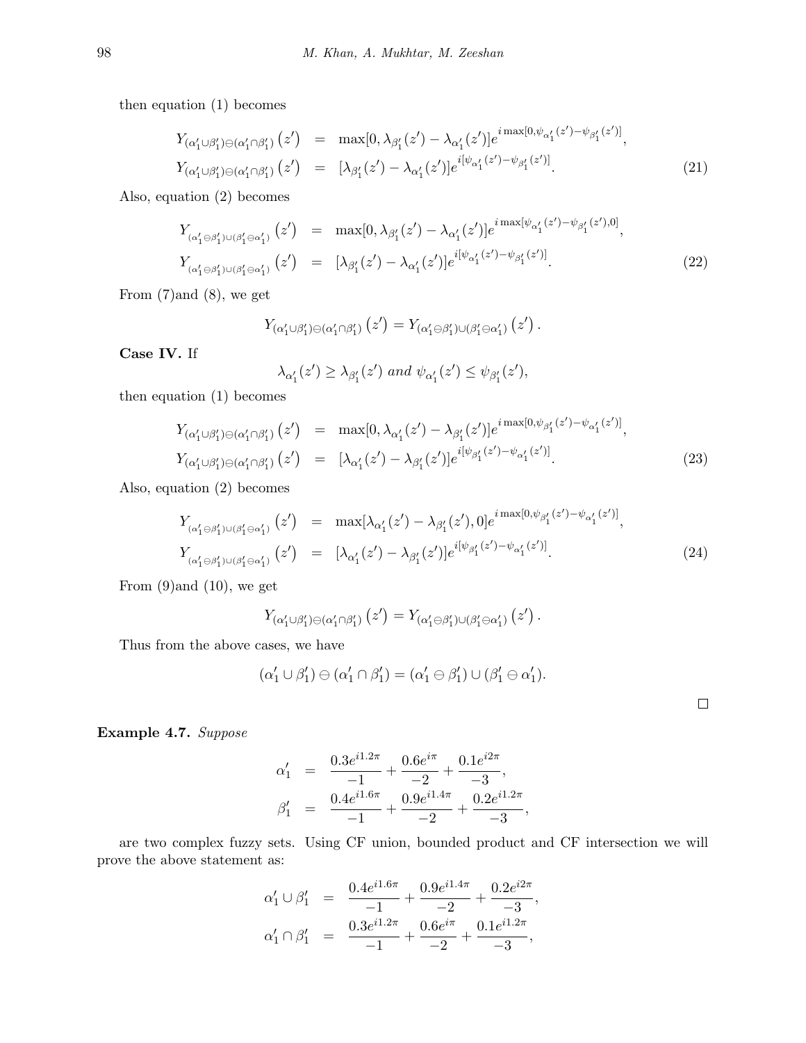then equation (1) becomes

$$
\begin{aligned}
Y_{(\alpha_1' \cup \beta_1') \ominus (\alpha_1' \cap \beta_1')}\left(z'\right) &= \max[0, \lambda_{\beta_1'}(z') - \lambda_{\alpha_1'}(z')] e^{i \max[0, \psi_{\alpha_1'}(z') - \psi_{\beta_1'}(z')]}, \\
Y_{(\alpha_1' \cup \beta_1') \ominus (\alpha_1' \cap \beta_1')}\left(z'\right) &= [\lambda_{\beta_1'}(z') - \lambda_{\alpha_1'}(z')] e^{i [\psi_{\alpha_1'}(z') - \psi_{\beta_1'}(z')]}.
\end{aligned} \tag{21}
$$

Also, equation (2) becomes

$$
\begin{aligned}
Y_{(\alpha_1' \ominus \beta_1') \cup (\beta_1' \ominus \alpha_1')}\left(z'\right) &= \max[0, \lambda_{\beta_1'}(z') - \lambda_{\alpha_1'}(z')] e^{i \max[\psi_{\alpha_1'}(z') - \psi_{\beta_1'}(z'), 0]}, \\
Y_{(\alpha_1' \ominus \beta_1') \cup (\beta_1' \ominus \alpha_1')}\left(z'\right) &= [\lambda_{\beta_1'}(z') - \lambda_{\alpha_1'}(z')] e^{i [\psi_{\alpha_1'}(z') - \psi_{\beta_1'}(z')]}.
\end{aligned} \tag{22}
$$

From (7)and (8), we get

$$
Y_{(\alpha_1' \cup \beta_1') \ominus (\alpha_1' \cap \beta_1')}\left(z'\right) = Y_{(\alpha_1' \ominus \beta_1') \cup (\beta_1' \ominus \alpha_1')}\left(z'\right).
$$

**Case IV.** If

$$
\lambda_{\alpha_1'}(z') \geq \lambda_{\beta_1'}(z') \ and \ \psi_{\alpha_1'}(z') \leq \psi_{\beta_1'}(z'),
$$

then equation (1) becomes

$$
\begin{aligned}
Y_{(\alpha_1' \cup \beta_1') \ominus (\alpha_1' \cap \beta_1')}\left(z'\right) &= \max[0, \lambda_{\alpha_1'}(z') - \lambda_{\beta_1'}(z')] e^{i \max[0, \psi_{\beta_1'}(z') - \psi_{\alpha_1'}(z')]}, \\
Y_{(\alpha_1' \cup \beta_1') \ominus (\alpha_1' \cap \beta_1')}\left(z'\right) &= [\lambda_{\alpha_1'}(z') - \lambda_{\beta_1'}(z')] e^{i [\psi_{\beta_1'}(z') - \psi_{\alpha_1'}(z')]}.
\end{aligned} \tag{23}
$$

Also, equation (2) becomes

$$
\begin{aligned}
Y_{(\alpha_1' \ominus \beta_1') \cup (\beta_1' \ominus \alpha_1')}\left(z'\right) &= \max[\lambda_{\alpha_1'}(z') - \lambda_{\beta_1'}(z'), 0] e^{i \max[0, \psi_{\beta_1'}(z') - \psi_{\alpha_1'}(z')]}, \\
Y_{(\alpha_1' \ominus \beta_1') \cup (\beta_1' \ominus \alpha_1')}\left(z'\right) &= [\lambda_{\alpha_1'}(z') - \lambda_{\beta_1'}(z')] e^{i [\psi_{\beta_1'}(z') - \psi_{\alpha_1'}(z')]}.
\end{aligned} \tag{24}
$$

From (9)and (10), we get

$$
Y_{(\alpha_1' \cup \beta_1') \ominus (\alpha_1' \cap \beta_1')}\left(z'\right) = Y_{(\alpha_1' \ominus \beta_1') \cup (\beta_1' \ominus \alpha_1')}\left(z'\right).
$$

Thus from the above cases, we have

$$
(\alpha_1' \cup \beta_1') \ominus (\alpha_1' \cap \beta_1') = (\alpha_1' \ominus \beta_1') \cup (\beta_1' \ominus \alpha_1').
$$

□

**Example 4.7.** *Suppose*

$$
\begin{aligned}
\alpha_1' &= \frac{0.3e^{i1.2\pi}}{-1} + \frac{0.6e^{i\pi}}{-2} + \frac{0.1e^{i2\pi}}{-3}, \\
\beta_1' &= \frac{0.4e^{i1.6\pi}}{-1} + \frac{0.9e^{i1.4\pi}}{-2} + \frac{0.2e^{i1.2\pi}}{-3},
\end{aligned}
$$

are two complex fuzzy sets. Using CF union, bounded product and CF intersection we will prove the above statement as:

$$
\begin{aligned}
\alpha_1' \cup \beta_1' &= \frac{0.4e^{i1.6\pi}}{-1} + \frac{0.9e^{i1.4\pi}}{-2} + \frac{0.2e^{i2\pi}}{-3}, \\
\alpha_1' \cap \beta_1' &= \frac{0.3e^{i1.2\pi}}{-1} + \frac{0.6e^{i\pi}}{-2} + \frac{0.1e^{i1.2\pi}}{-3},
\end{aligned}
$$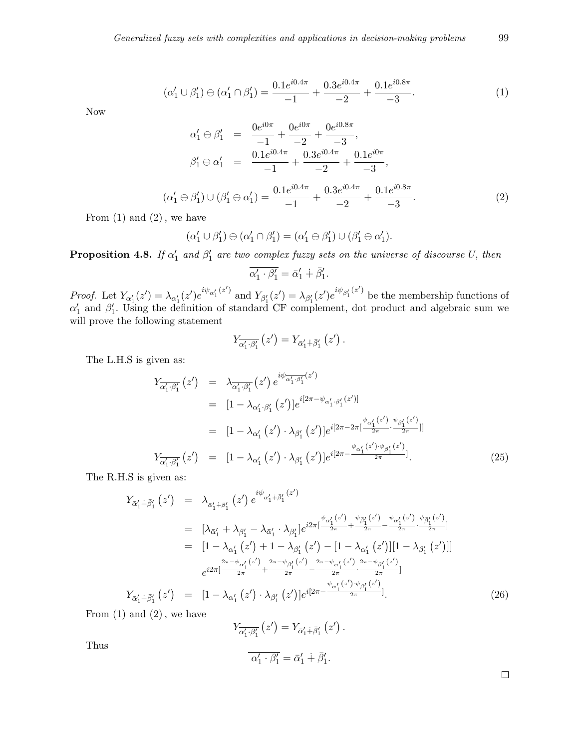$$(\alpha_1' \cup \beta_1') \ominus (\alpha_1' \cap \beta_1') = \frac{0.1e^{i0.4\pi}}{-1} + \frac{0.3e^{i0.4\pi}}{-2} + \frac{0.1e^{i0.8\pi}}{-3}. \tag{1}$$

Now

$$\begin{aligned} \alpha_1' \ominus \beta_1' &= \frac{0e^{i0\pi}}{-1} + \frac{0e^{i0\pi}}{-2} + \frac{0e^{i0.8\pi}}{-3}, \\ \beta_1' \ominus \alpha_1' &= \frac{0.1e^{i0.4\pi}}{-1} + \frac{0.3e^{i0.4\pi}}{-2} + \frac{0.1e^{i0\pi}}{-3}, \end{aligned}$$

$$(\alpha_1' \ominus \beta_1') \cup (\beta_1' \ominus \alpha_1') = \frac{0.1e^{i0.4\pi}}{-1} + \frac{0.3e^{i0.4\pi}}{-2} + \frac{0.1e^{i0.8\pi}}{-3}. \tag{2}$$

From (1) and (2) , we have

$$(\alpha_1' \cup \beta_1') \ominus (\alpha_1' \cap \beta_1') = (\alpha_1' \ominus \beta_1') \cup (\beta_1' \ominus \alpha_1').$$

**Proposition 4.8.** *If $\alpha_1'$ and $\beta_1'$ are two complex fuzzy sets on the universe of discourse $U$, then*

$$\overline{\alpha_1' \cdot \beta_1'} = \bar{\alpha}_1' \dotplus \bar{\beta}_1'.$$

*Proof.* Let $Y_{\alpha_1'}(z') = \lambda_{\alpha_1'}(z')e^{i\psi_{\alpha_1'}(z')}$ and $Y_{\beta_1'}(z') = \lambda_{\beta_1'}(z')e^{i\psi_{\beta_1'}(z')}$ be the membership functions of $\alpha_1'$ and $\beta_1'$. Using the definition of standard CF complement, dot product and algebraic sum we will prove the following statement

$$Y_{\overline{\alpha_1' \cdot \beta_1'}}(z') = Y_{\bar{\alpha}_1' \dotplus \bar{\beta}_1'}(z').$$

The L.H.S is given as:

$$\begin{aligned} Y_{\overline{\alpha_1' \cdot \beta_1'}}(z') &= \lambda_{\overline{\alpha_1' \cdot \beta_1'}}(z')\, e^{i\psi_{\overline{\alpha_1' \cdot \beta_1'}}(z')} \\ &= [1 - \lambda_{\alpha_1' \cdot \beta_1'}(z')]e^{i[2\pi - \psi_{\alpha_1' \cdot \beta_1'}(z')]} \\ &= [1 - \lambda_{\alpha_1'}(z') \cdot \lambda_{\beta_1'}(z')]e^{i[2\pi - 2\pi[\frac{\psi_{\alpha_1'}(z')}{2\pi} \cdot \frac{\psi_{\beta_1'}(z')}{2\pi}]]} \\ Y_{\overline{\alpha_1' \cdot \beta_1'}}(z') &= [1 - \lambda_{\alpha_1'}(z') \cdot \lambda_{\beta_1'}(z')]e^{i[2\pi - \frac{\psi_{\alpha_1'}(z') \cdot \psi_{\beta_1'}(z')}{2\pi}]}. \end{aligned} \tag{25}$$

The R.H.S is given as:

$$\begin{aligned} Y_{\bar{\alpha}_1' \dotplus \bar{\beta}_1'}(z') &= \lambda_{\bar{\alpha}_1' \dotplus \bar{\beta}_1'}(z')\, e^{i\psi_{\bar{\alpha}_1' \dotplus \bar{\beta}_1'}(z')} \\ &= [\lambda_{\bar{\alpha}_1'} + \lambda_{\bar{\beta}_1'} - \lambda_{\bar{\alpha}_1'} \cdot \lambda_{\bar{\beta}_1'}]e^{i2\pi[\frac{\psi_{\bar{\alpha}_1'}(z')}{2\pi} + \frac{\psi_{\bar{\beta}_1'}(z')}{2\pi} - \frac{\psi_{\bar{\alpha}_1'}(z')}{2\pi} \cdot \frac{\psi_{\bar{\beta}_1'}(z')}{2\pi}]} \\ &= [1 - \lambda_{\alpha_1'}(z') + 1 - \lambda_{\beta_1'}(z') - [1 - \lambda_{\alpha_1'}(z')][1 - \lambda_{\beta_1'}(z')]] \\ &\quad e^{i2\pi[\frac{2\pi - \psi_{\alpha_1'}(z')}{2\pi} + \frac{2\pi - \psi_{\beta_1'}(z')}{2\pi} - \frac{2\pi - \psi_{\alpha_1'}(z')}{2\pi} \cdot \frac{2\pi - \psi_{\beta_1'}(z')}{2\pi}]} \\ Y_{\bar{\alpha}_1' \dotplus \bar{\beta}_1'}(z') &= [1 - \lambda_{\alpha_1'}(z') \cdot \lambda_{\beta_1'}(z')]e^{i[2\pi - \frac{\psi_{\alpha_1'}(z') \cdot \psi_{\beta_1'}(z')}{2\pi}]}. \end{aligned} \tag{26}$$

From (1) and (2) , we have

$$Y_{\overline{\alpha_1' \cdot \beta_1'}}(z') = Y_{\bar{\alpha}_1' \dotplus \bar{\beta}_1'}(z').$$

Thus

$$\overline{\alpha_1' \cdot \beta_1'} = \bar{\alpha}_1' \dotplus \bar{\beta}_1'.$$

□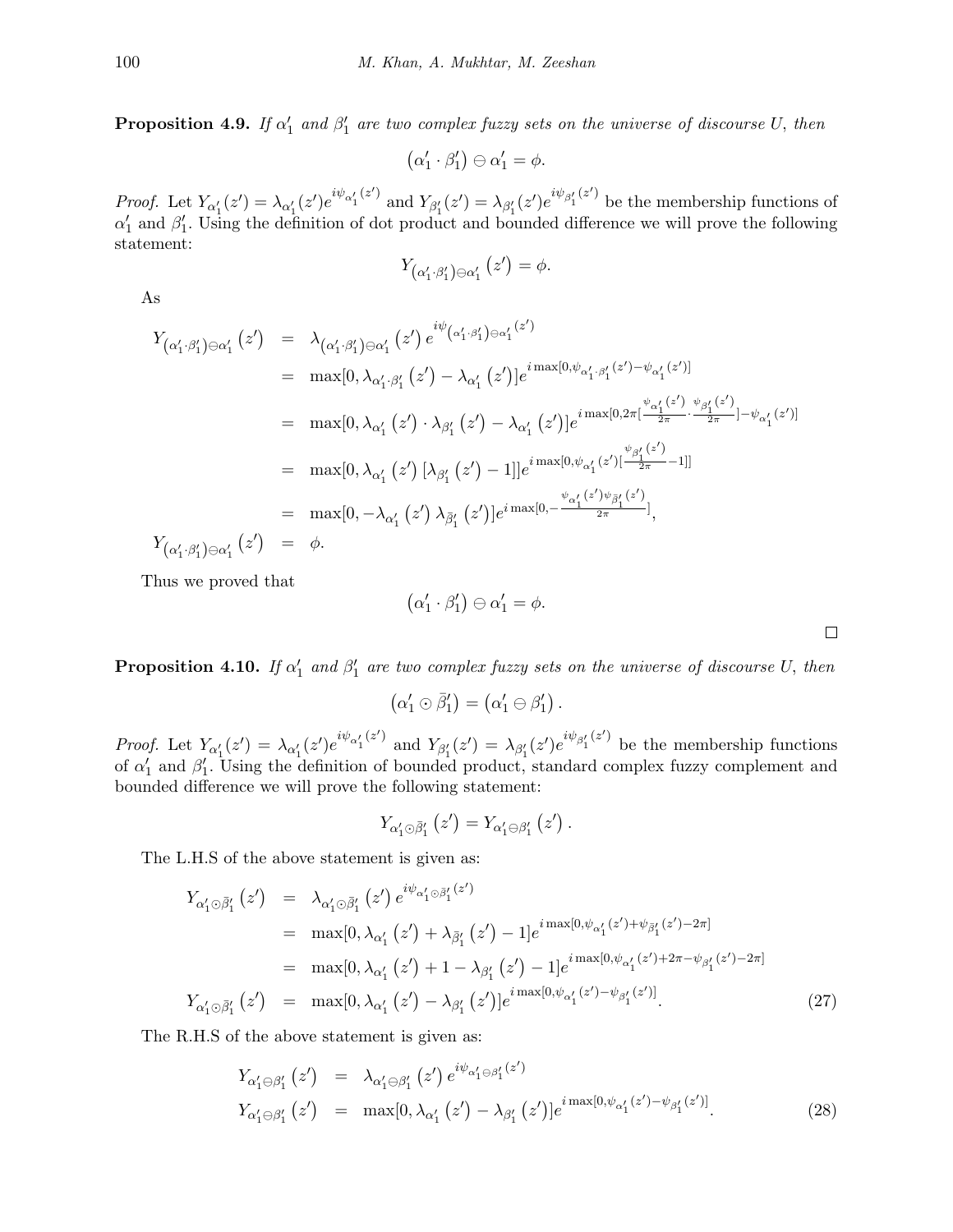**Proposition 4.9.** *If $\alpha_1'$ and $\beta_1'$ are two complex fuzzy sets on the universe of discourse $U$, then*

$$\left(\alpha_1' \cdot \beta_1'\right) \ominus \alpha_1' = \phi.$$

*Proof.* Let $Y_{\alpha_1'}(z') = \lambda_{\alpha_1'}(z')e^{i\psi_{\alpha_1'}(z')}$ and $Y_{\beta_1'}(z') = \lambda_{\beta_1'}(z')e^{i\psi_{\beta_1'}(z')}$ be the membership functions of $\alpha_1'$ and $\beta_1'$. Using the definition of dot product and bounded difference we will prove the following statement:

$$Y_{\left(\alpha_1' \cdot \beta_1'\right) \ominus \alpha_1'}\left(z'\right) = \phi.$$

As

$$\begin{aligned}
Y_{\left(\alpha_1' \cdot \beta_1'\right) \ominus \alpha_1'}\left(z'\right) &= \lambda_{\left(\alpha_1' \cdot \beta_1'\right) \ominus \alpha_1'}\left(z'\right) e^{i\psi_{\left(\alpha_1' \cdot \beta_1'\right) \ominus \alpha_1'}(z')} \\
&= \max[0, \lambda_{\alpha_1' \cdot \beta_1'}\left(z'\right) - \lambda_{\alpha_1'}\left(z'\right)] e^{i \max[0, \psi_{\alpha_1' \cdot \beta_1'}(z') - \psi_{\alpha_1'}(z')]} \\
&= \max[0, \lambda_{\alpha_1'}\left(z'\right) \cdot \lambda_{\beta_1'}\left(z'\right) - \lambda_{\alpha_1'}\left(z'\right)] e^{i \max[0, 2\pi[\frac{\psi_{\alpha_1'}(z')}{2\pi} \cdot \frac{\psi_{\beta_1'}(z')}{2\pi}] - \psi_{\alpha_1'}(z')]} \\
&= \max[0, \lambda_{\alpha_1'}\left(z'\right)[\lambda_{\beta_1'}\left(z'\right) - 1]] e^{i \max[0, \psi_{\alpha_1'}(z')[\frac{\psi_{\beta_1'}(z')}{2\pi} - 1]]} \\
&= \max[0, -\lambda_{\alpha_1'}\left(z'\right)\lambda_{\bar{\beta}_1'}\left(z'\right)] e^{i \max[0, -\frac{\psi_{\alpha_1'}(z')\psi_{\bar{\beta}_1'}(z')}{2\pi}]}, \\
Y_{\left(\alpha_1' \cdot \beta_1'\right) \ominus \alpha_1'}\left(z'\right) &= \phi.
\end{aligned}$$

Thus we proved that

$$\left(\alpha_1' \cdot \beta_1'\right) \ominus \alpha_1' = \phi.$$

□

**Proposition 4.10.** *If $\alpha_1'$ and $\beta_1'$ are two complex fuzzy sets on the universe of discourse $U$, then*

$$\left(\alpha_1' \odot \bar{\beta}_1'\right) = \left(\alpha_1' \ominus \beta_1'\right).$$

*Proof.* Let $Y_{\alpha_1'}(z') = \lambda_{\alpha_1'}(z')e^{i\psi_{\alpha_1'}(z')}$ and $Y_{\beta_1'}(z') = \lambda_{\beta_1'}(z')e^{i\psi_{\beta_1'}(z')}$ be the membership functions of $\alpha_1'$ and $\beta_1'$. Using the definition of bounded product, standard complex fuzzy complement and bounded difference we will prove the following statement:

$$Y_{\alpha_1' \odot \bar{\beta}_1'}\left(z'\right) = Y_{\alpha_1' \ominus \beta_1'}\left(z'\right).$$

The L.H.S of the above statement is given as:

$$\begin{aligned}
Y_{\alpha_1' \odot \bar{\beta}_1'}\left(z'\right) &= \lambda_{\alpha_1' \odot \bar{\beta}_1'}\left(z'\right) e^{i\psi_{\alpha_1' \odot \bar{\beta}_1'}(z')} \\
&= \max[0, \lambda_{\alpha_1'}\left(z'\right) + \lambda_{\bar{\beta}_1'}\left(z'\right) - 1] e^{i \max[0, \psi_{\alpha_1'}(z') + \psi_{\bar{\beta}_1'}(z') - 2\pi]} \\
&= \max[0, \lambda_{\alpha_1'}\left(z'\right) + 1 - \lambda_{\beta_1'}\left(z'\right) - 1] e^{i \max[0, \psi_{\alpha_1'}(z') + 2\pi - \psi_{\beta_1'}(z') - 2\pi]} \\
Y_{\alpha_1' \odot \bar{\beta}_1'}\left(z'\right) &= \max[0, \lambda_{\alpha_1'}\left(z'\right) - \lambda_{\beta_1'}\left(z'\right)] e^{i \max[0, \psi_{\alpha_1'}(z') - \psi_{\beta_1'}(z')]}.
\end{aligned} \tag{27}$$

The R.H.S of the above statement is given as:

$$\begin{aligned}
Y_{\alpha_1' \ominus \beta_1'}\left(z'\right) &= \lambda_{\alpha_1' \ominus \beta_1'}\left(z'\right) e^{i\psi_{\alpha_1' \ominus \beta_1'}(z')} \\
Y_{\alpha_1' \ominus \beta_1'}\left(z'\right) &= \max[0, \lambda_{\alpha_1'}\left(z'\right) - \lambda_{\beta_1'}\left(z'\right)] e^{i \max[0, \psi_{\alpha_1'}(z') - \psi_{\beta_1'}(z')]}.
\end{aligned} \tag{28}$$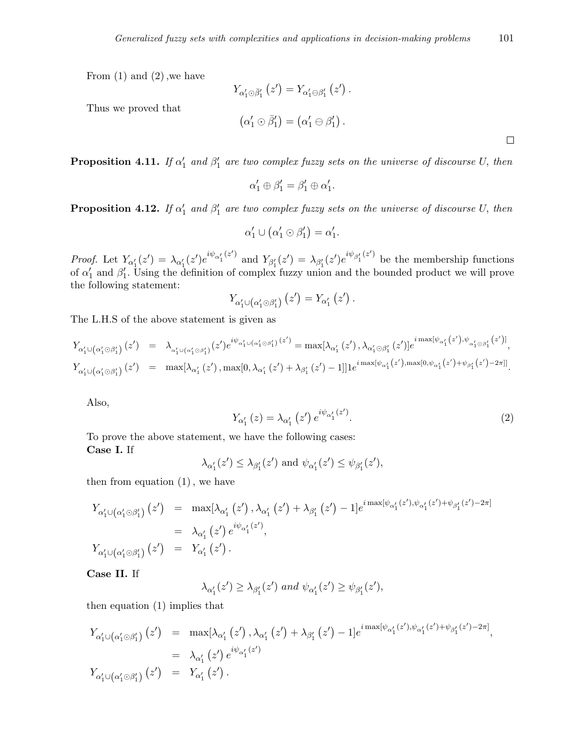From (1) and (2) ,we have

$$Y_{\alpha_1' \odot \bar{\beta}_1'}(z') = Y_{\alpha_1' \ominus \beta_1'}(z').$$

Thus we proved that

$$(\alpha_1' \odot \bar{\beta}_1') = (\alpha_1' \ominus \beta_1').$$

□

**Proposition 4.11.** *If $\alpha_1'$ and $\beta_1'$ are two complex fuzzy sets on the universe of discourse $U$, then*

$$\alpha_1' \oplus \beta_1' = \beta_1' \oplus \alpha_1'.$$

**Proposition 4.12.** *If $\alpha_1'$ and $\beta_1'$ are two complex fuzzy sets on the universe of discourse $U$, then*

$$\alpha_1' \cup (\alpha_1' \odot \beta_1') = \alpha_1'.$$

*Proof.* Let $Y_{\alpha_1'}(z') = \lambda_{\alpha_1'}(z')e^{i\psi_{\alpha_1'}(z')}$ and $Y_{\beta_1'}(z') = \lambda_{\beta_1'}(z')e^{i\psi_{\beta_1'}(z')}$ be the membership functions of $\alpha_1'$ and $\beta_1'$. Using the definition of complex fuzzy union and the bounded product we will prove the following statement:

$$Y_{\alpha_1' \cup (\alpha_1' \odot \beta_1')}(z') = Y_{\alpha_1'}(z').$$

The L.H.S of the above statement is given as

$$\begin{aligned}
Y_{\alpha_1' \cup (\alpha_1' \odot \beta_1')}(z') &= \lambda_{\alpha_1' \cup (\alpha_1' \odot \beta_1')}(z')e^{i\psi_{\alpha_1' \cup (\alpha_1' \odot \beta_1')}(z')} = \max[\lambda_{\alpha_1'}(z'), \lambda_{\alpha_1' \odot \beta_1'}(z')]e^{i\max[\psi_{\alpha_1'}(z'), \psi_{\alpha_1' \odot \beta_1'}(z')]}, \\
Y_{\alpha_1' \cup (\alpha_1' \odot \beta_1')}(z') &= \max[\lambda_{\alpha_1'}(z'), \max[0, \lambda_{\alpha_1'}(z') + \lambda_{\beta_1'}(z') - 1]]1e^{i\max[\psi_{\alpha_1'}(z'), \max[0, \psi_{\alpha_1'}(z') + \psi_{\beta_1'}(z') - 2\pi]]}.
\end{aligned}$$

Also,

$$Y_{\alpha_1'}(z) = \lambda_{\alpha_1'}(z')e^{i\psi_{\alpha_1'}(z')}. \tag{2}$$

To prove the above statement, we have the following cases:
**Case I.** If

$$\lambda_{\alpha_1'}(z') \leq \lambda_{\beta_1'}(z') \text{ and } \psi_{\alpha_1'}(z') \leq \psi_{\beta_1'}(z'),$$

then from equation (1) , we have

$$\begin{aligned}
Y_{\alpha_1' \cup (\alpha_1' \odot \beta_1')}(z') &= \max[\lambda_{\alpha_1'}(z'), \lambda_{\alpha_1'}(z') + \lambda_{\beta_1'}(z') - 1]e^{i\max[\psi_{\alpha_1'}(z'), \psi_{\alpha_1'}(z') + \psi_{\beta_1'}(z') - 2\pi]} \\
&= \lambda_{\alpha_1'}(z')e^{i\psi_{\alpha_1'}(z')}, \\
Y_{\alpha_1' \cup (\alpha_1' \odot \beta_1')}(z') &= Y_{\alpha_1'}(z').
\end{aligned}$$

**Case II.** If

$$\lambda_{\alpha_1'}(z') \geq \lambda_{\beta_1'}(z') \text{ and } \psi_{\alpha_1'}(z') \geq \psi_{\beta_1'}(z'),$$

then equation (1) implies that

$$\begin{aligned}
Y_{\alpha_1' \cup (\alpha_1' \odot \beta_1')}(z') &= \max[\lambda_{\alpha_1'}(z'), \lambda_{\alpha_1'}(z') + \lambda_{\beta_1'}(z') - 1]e^{i\max[\psi_{\alpha_1'}(z'), \psi_{\alpha_1'}(z') + \psi_{\beta_1'}(z') - 2\pi]}, \\
&= \lambda_{\alpha_1'}(z')e^{i\psi_{\alpha_1'}(z')} \\
Y_{\alpha_1' \cup (\alpha_1' \odot \beta_1')}(z') &= Y_{\alpha_1'}(z').
\end{aligned}$$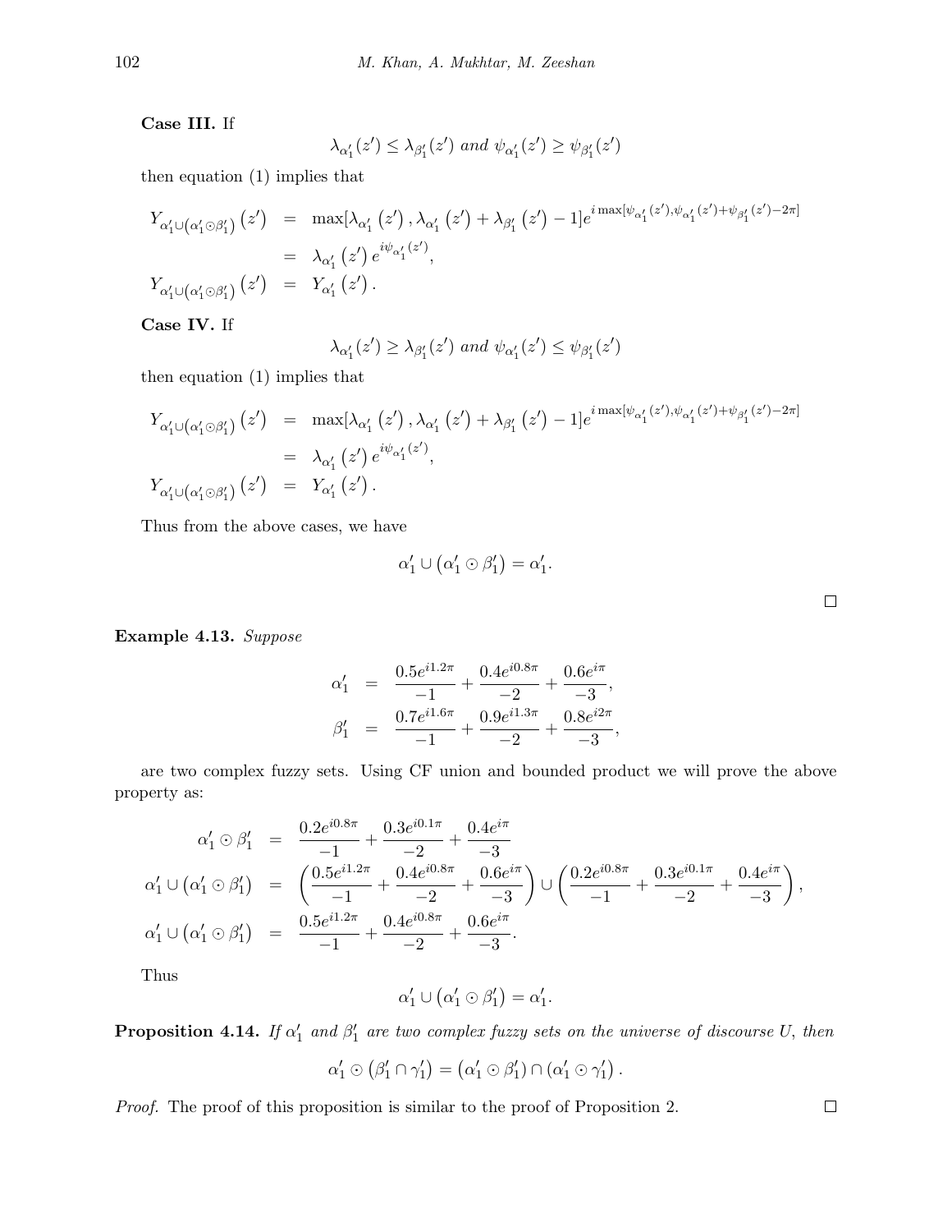**Case III.** If

$$\lambda_{\alpha_1'}(z') \leq \lambda_{\beta_1'}(z') \ and \ \psi_{\alpha_1'}(z') \geq \psi_{\beta_1'}(z')$$

then equation (1) implies that

$$\begin{aligned} Y_{\alpha_1' \cup (\alpha_1' \odot \beta_1')}(z') &= \max[\lambda_{\alpha_1'}(z'), \lambda_{\alpha_1'}(z') + \lambda_{\beta_1'}(z') - 1] e^{i \max[\psi_{\alpha_1'}(z'), \psi_{\alpha_1'}(z') + \psi_{\beta_1'}(z') - 2\pi]} \\ &= \lambda_{\alpha_1'}(z') e^{i\psi_{\alpha_1'}(z')}, \\ Y_{\alpha_1' \cup (\alpha_1' \odot \beta_1')}(z') &= Y_{\alpha_1'}(z'). \end{aligned}$$

**Case IV.** If

$$\lambda_{\alpha_1'}(z') \geq \lambda_{\beta_1'}(z') \ and \ \psi_{\alpha_1'}(z') \leq \psi_{\beta_1'}(z')$$

then equation (1) implies that

$$\begin{aligned} Y_{\alpha_1' \cup (\alpha_1' \odot \beta_1')}(z') &= \max[\lambda_{\alpha_1'}(z'), \lambda_{\alpha_1'}(z') + \lambda_{\beta_1'}(z') - 1] e^{i \max[\psi_{\alpha_1'}(z'), \psi_{\alpha_1'}(z') + \psi_{\beta_1'}(z') - 2\pi]} \\ &= \lambda_{\alpha_1'}(z') e^{i\psi_{\alpha_1'}(z')}, \\ Y_{\alpha_1' \cup (\alpha_1' \odot \beta_1')}(z') &= Y_{\alpha_1'}(z'). \end{aligned}$$

Thus from the above cases, we have

$$\alpha_1' \cup (\alpha_1' \odot \beta_1') = \alpha_1'.$$

□

**Example 4.13.** *Suppose*

$$\begin{aligned} \alpha_1' &= \frac{0.5e^{i1.2\pi}}{-1} + \frac{0.4e^{i0.8\pi}}{-2} + \frac{0.6e^{i\pi}}{-3}, \\ \beta_1' &= \frac{0.7e^{i1.6\pi}}{-1} + \frac{0.9e^{i1.3\pi}}{-2} + \frac{0.8e^{i2\pi}}{-3}, \end{aligned}$$

are two complex fuzzy sets. Using CF union and bounded product we will prove the above property as:

$$\begin{aligned} \alpha_1' \odot \beta_1' &= \frac{0.2e^{i0.8\pi}}{-1} + \frac{0.3e^{i0.1\pi}}{-2} + \frac{0.4e^{i\pi}}{-3} \\ \alpha_1' \cup (\alpha_1' \odot \beta_1') &= \left(\frac{0.5e^{i1.2\pi}}{-1} + \frac{0.4e^{i0.8\pi}}{-2} + \frac{0.6e^{i\pi}}{-3}\right) \cup \left(\frac{0.2e^{i0.8\pi}}{-1} + \frac{0.3e^{i0.1\pi}}{-2} + \frac{0.4e^{i\pi}}{-3}\right), \\ \alpha_1' \cup (\alpha_1' \odot \beta_1') &= \frac{0.5e^{i1.2\pi}}{-1} + \frac{0.4e^{i0.8\pi}}{-2} + \frac{0.6e^{i\pi}}{-3}. \end{aligned}$$

Thus

$$\alpha_1' \cup (\alpha_1' \odot \beta_1') = \alpha_1'.$$

**Proposition 4.14.** *If $\alpha_1'$ and $\beta_1'$ are two complex fuzzy sets on the universe of discourse $U$, then*

$$\alpha_1' \odot (\beta_1' \cap \gamma_1') = (\alpha_1' \odot \beta_1') \cap (\alpha_1' \odot \gamma_1').$$

*Proof.* The proof of this proposition is similar to the proof of Proposition 2. □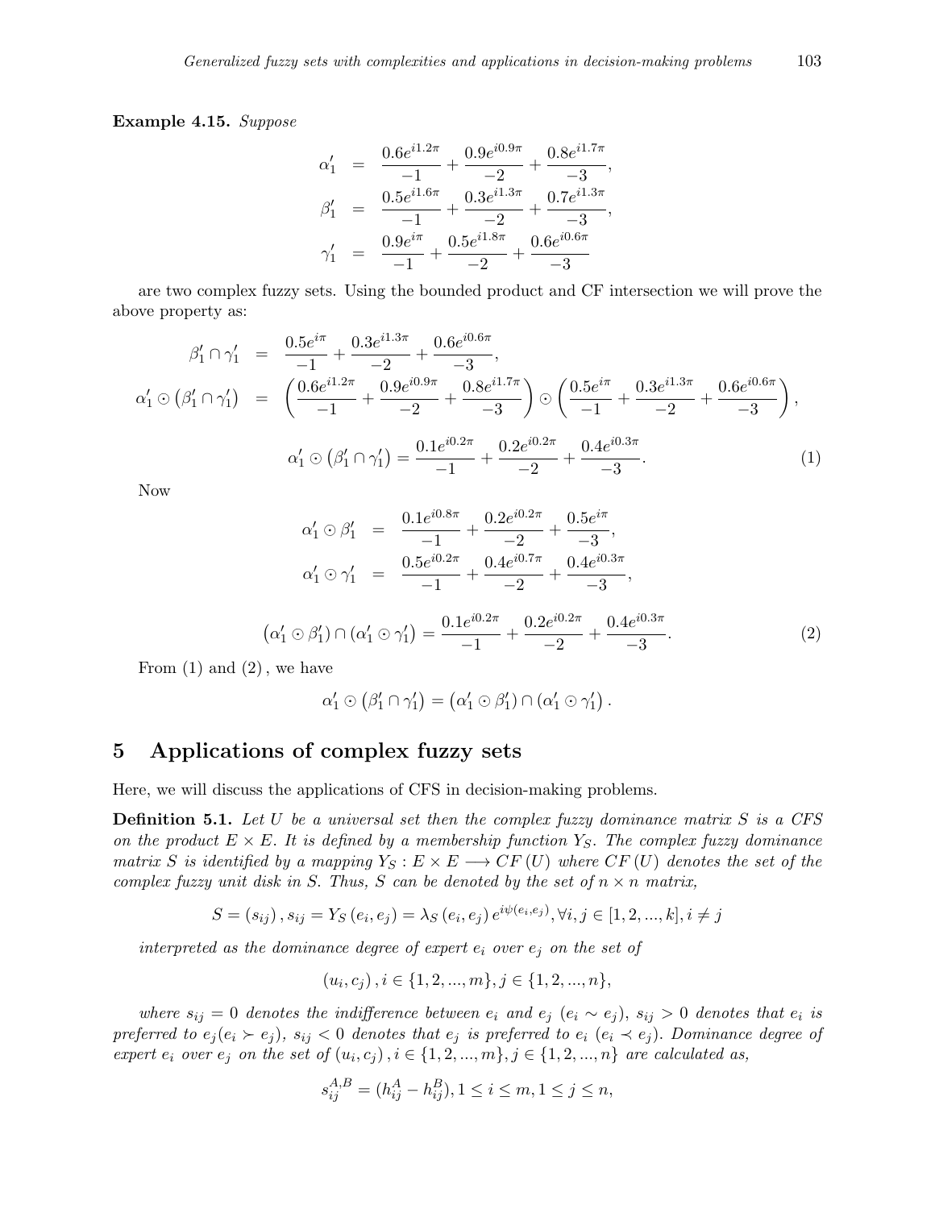**Example 4.15.** *Suppose*

$$
\begin{aligned}
\alpha_1' &= \frac{0.6e^{i1.2\pi}}{-1} + \frac{0.9e^{i0.9\pi}}{-2} + \frac{0.8e^{i1.7\pi}}{-3}, \\
\beta_1' &= \frac{0.5e^{i1.6\pi}}{-1} + \frac{0.3e^{i1.3\pi}}{-2} + \frac{0.7e^{i1.3\pi}}{-3}, \\
\gamma_1' &= \frac{0.9e^{i\pi}}{-1} + \frac{0.5e^{i1.8\pi}}{-2} + \frac{0.6e^{i0.6\pi}}{-3}
\end{aligned}
$$

are two complex fuzzy sets. Using the bounded product and CF intersection we will prove the above property as:

$$
\begin{aligned}
\beta_1' \cap \gamma_1' &= \frac{0.5e^{i\pi}}{-1} + \frac{0.3e^{i1.3\pi}}{-2} + \frac{0.6e^{i0.6\pi}}{-3}, \\
\alpha_1' \odot \left(\beta_1' \cap \gamma_1'\right) &= \left(\frac{0.6e^{i1.2\pi}}{-1} + \frac{0.9e^{i0.9\pi}}{-2} + \frac{0.8e^{i1.7\pi}}{-3}\right) \odot \left(\frac{0.5e^{i\pi}}{-1} + \frac{0.3e^{i1.3\pi}}{-2} + \frac{0.6e^{i0.6\pi}}{-3}\right),
\end{aligned}
$$

$$
\alpha_1' \odot \left(\beta_1' \cap \gamma_1'\right) = \frac{0.1e^{i0.2\pi}}{-1} + \frac{0.2e^{i0.2\pi}}{-2} + \frac{0.4e^{i0.3\pi}}{-3}. \tag{1}
$$

Now

$$
\begin{aligned}
\alpha_1' \odot \beta_1' &= \frac{0.1e^{i0.8\pi}}{-1} + \frac{0.2e^{i0.2\pi}}{-2} + \frac{0.5e^{i\pi}}{-3}, \\
\alpha_1' \odot \gamma_1' &= \frac{0.5e^{i0.2\pi}}{-1} + \frac{0.4e^{i0.7\pi}}{-2} + \frac{0.4e^{i0.3\pi}}{-3},
\end{aligned}
$$

$$
\left(\alpha_1' \odot \beta_1'\right) \cap \left(\alpha_1' \odot \gamma_1'\right) = \frac{0.1e^{i0.2\pi}}{-1} + \frac{0.2e^{i0.2\pi}}{-2} + \frac{0.4e^{i0.3\pi}}{-3}. \tag{2}
$$

From (1) and (2), we have

$$
\alpha_1' \odot \left(\beta_1' \cap \gamma_1'\right) = \left(\alpha_1' \odot \beta_1'\right) \cap \left(\alpha_1' \odot \gamma_1'\right).
$$

## 5 Applications of complex fuzzy sets

Here, we will discuss the applications of CFS in decision-making problems.

**Definition 5.1.** *Let $U$ be a universal set then the complex fuzzy dominance matrix $S$ is a CFS on the product $E \times E$. It is defined by a membership function $Y_S$. The complex fuzzy dominance matrix $S$ is identified by a mapping $Y_S : E \times E \longrightarrow CF(U)$ where $CF(U)$ denotes the set of the complex fuzzy unit disk in $S$. Thus, $S$ can be denoted by the set of $n \times n$ matrix,*

$$
S = (s_{ij}), s_{ij} = Y_S(e_i, e_j) = \lambda_S(e_i, e_j)\, e^{i\psi(e_i, e_j)}, \forall i, j \in [1, 2, ..., k], i \neq j
$$

*interpreted as the dominance degree of expert $e_i$ over $e_j$ on the set of*

$$
(u_i, c_j), i \in \{1, 2, ..., m\}, j \in \{1, 2, ..., n\},
$$

*where $s_{ij} = 0$ denotes the indifference between $e_i$ and $e_j$ ($e_i \sim e_j$), $s_{ij} > 0$ denotes that $e_i$ is preferred to $e_j$($e_i \succ e_j$), $s_{ij} < 0$ denotes that $e_j$ is preferred to $e_i$ ($e_i \prec e_j$). Dominance degree of expert $e_i$ over $e_j$ on the set of $(u_i, c_j), i \in \{1, 2, ..., m\}, j \in \{1, 2, ..., n\}$ are calculated as,*

$$
s_{ij}^{A,B} = (h_{ij}^{A} - h_{ij}^{B}), 1 \leq i \leq m, 1 \leq j \leq n,
$$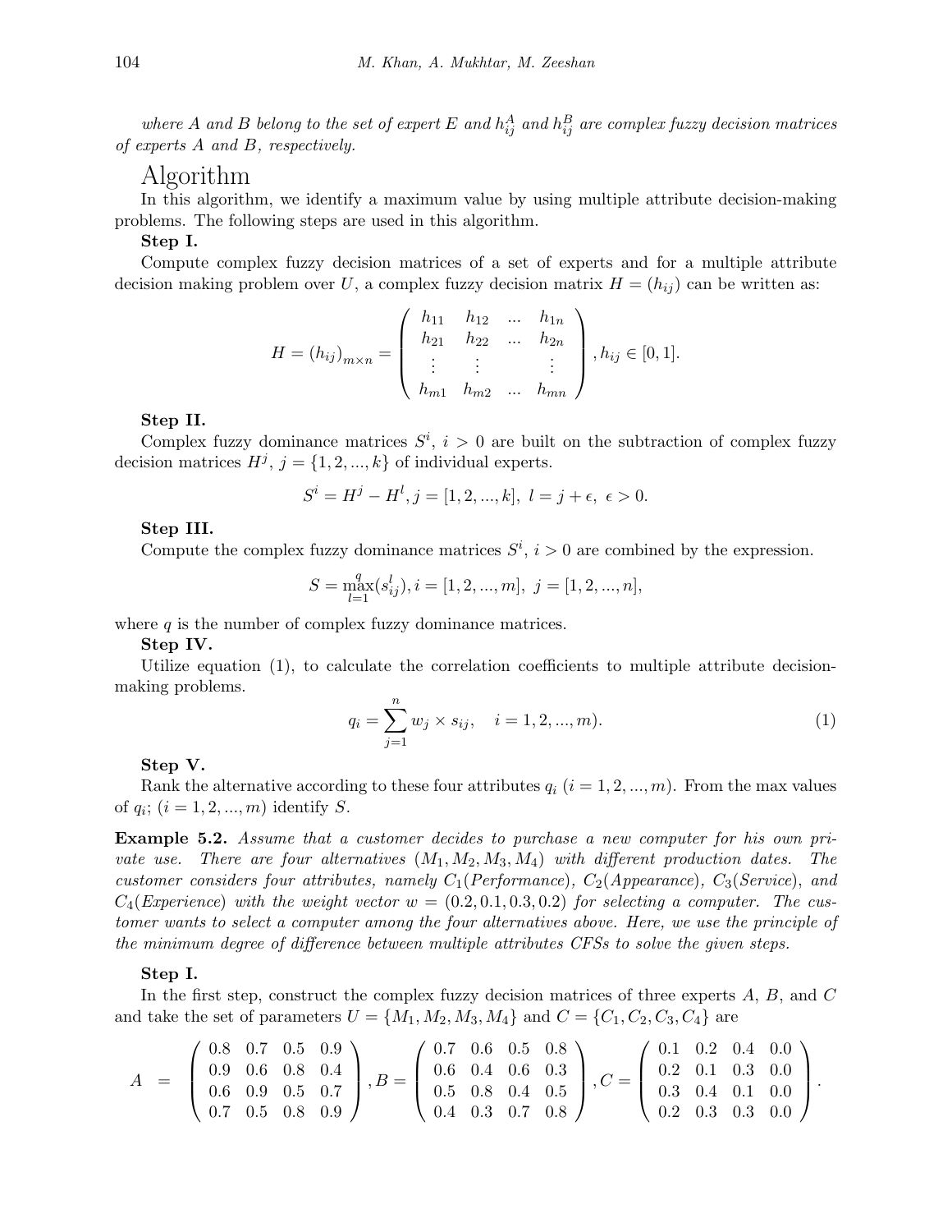*where $A$ and $B$ belong to the set of expert $E$ and $h_{ij}^A$ and $h_{ij}^B$ are complex fuzzy decision matrices of experts $A$ and $B$, respectively.*

## Algorithm

In this algorithm, we identify a maximum value by using multiple attribute decision-making problems. The following steps are used in this algorithm.

**Step I.**

Compute complex fuzzy decision matrices of a set of experts and for a multiple attribute decision making problem over $U$, a complex fuzzy decision matrix $H = (h_{ij})$ can be written as:

$$H = (h_{ij})_{m \times n} = \begin{pmatrix} h_{11} & h_{12} & ... & h_{1n} \\ h_{21} & h_{22} & ... & h_{2n} \\ \vdots & \vdots & & \vdots \\ h_{m1} & h_{m2} & ... & h_{mn} \end{pmatrix}, h_{ij} \in [0, 1].$$

**Step II.**

Complex fuzzy dominance matrices $S^i$, $i > 0$ are built on the subtraction of complex fuzzy decision matrices $H^j$, $j = \{1, 2, ..., k\}$ of individual experts.

$$S^i = H^j - H^l, j = [1, 2, ..., k], \ l = j + \epsilon, \ \epsilon > 0.$$

**Step III.**

Compute the complex fuzzy dominance matrices $S^i$, $i > 0$ are combined by the expression.

$$S = \max_{l=1}^{q}(s_{ij}^l), i = [1, 2, ..., m], \ j = [1, 2, ..., n],$$

where $q$ is the number of complex fuzzy dominance matrices.

**Step IV.**

Utilize equation (1), to calculate the correlation coefficients to multiple attribute decision-making problems.

$$q_i = \sum_{j=1}^{n} w_j \times s_{ij}, \quad i = 1, 2, ..., m). \tag{1}$$

**Step V.**

Rank the alternative according to these four attributes $q_i$ $(i = 1, 2, ..., m)$. From the max values of $q_i$; $(i = 1, 2, ..., m)$ identify $S$.

**Example 5.2.** *Assume that a customer decides to purchase a new computer for his own private use. There are four alternatives $(M_1, M_2, M_3, M_4)$ with different production dates. The customer considers four attributes, namely $C_1$(Performance), $C_2$(Appearance), $C_3$(Service), and $C_4$(Experience) with the weight vector $w = (0.2, 0.1, 0.3, 0.2)$ for selecting a computer. The customer wants to select a computer among the four alternatives above. Here, we use the principle of the minimum degree of difference between multiple attributes CFSs to solve the given steps.*

**Step I.**

In the first step, construct the complex fuzzy decision matrices of three experts $A$, $B$, and $C$ and take the set of parameters $U = \{M_1, M_2, M_3, M_4\}$ and $C = \{C_1, C_2, C_3, C_4\}$ are

$$A = \begin{pmatrix} 0.8 & 0.7 & 0.5 & 0.9 \\ 0.9 & 0.6 & 0.8 & 0.4 \\ 0.6 & 0.9 & 0.5 & 0.7 \\ 0.7 & 0.5 & 0.8 & 0.9 \end{pmatrix}, B = \begin{pmatrix} 0.7 & 0.6 & 0.5 & 0.8 \\ 0.6 & 0.4 & 0.6 & 0.3 \\ 0.5 & 0.8 & 0.4 & 0.5 \\ 0.4 & 0.3 & 0.7 & 0.8 \end{pmatrix}, C = \begin{pmatrix} 0.1 & 0.2 & 0.4 & 0.0 \\ 0.2 & 0.1 & 0.3 & 0.0 \\ 0.3 & 0.4 & 0.1 & 0.0 \\ 0.2 & 0.3 & 0.3 & 0.0 \end{pmatrix}.$$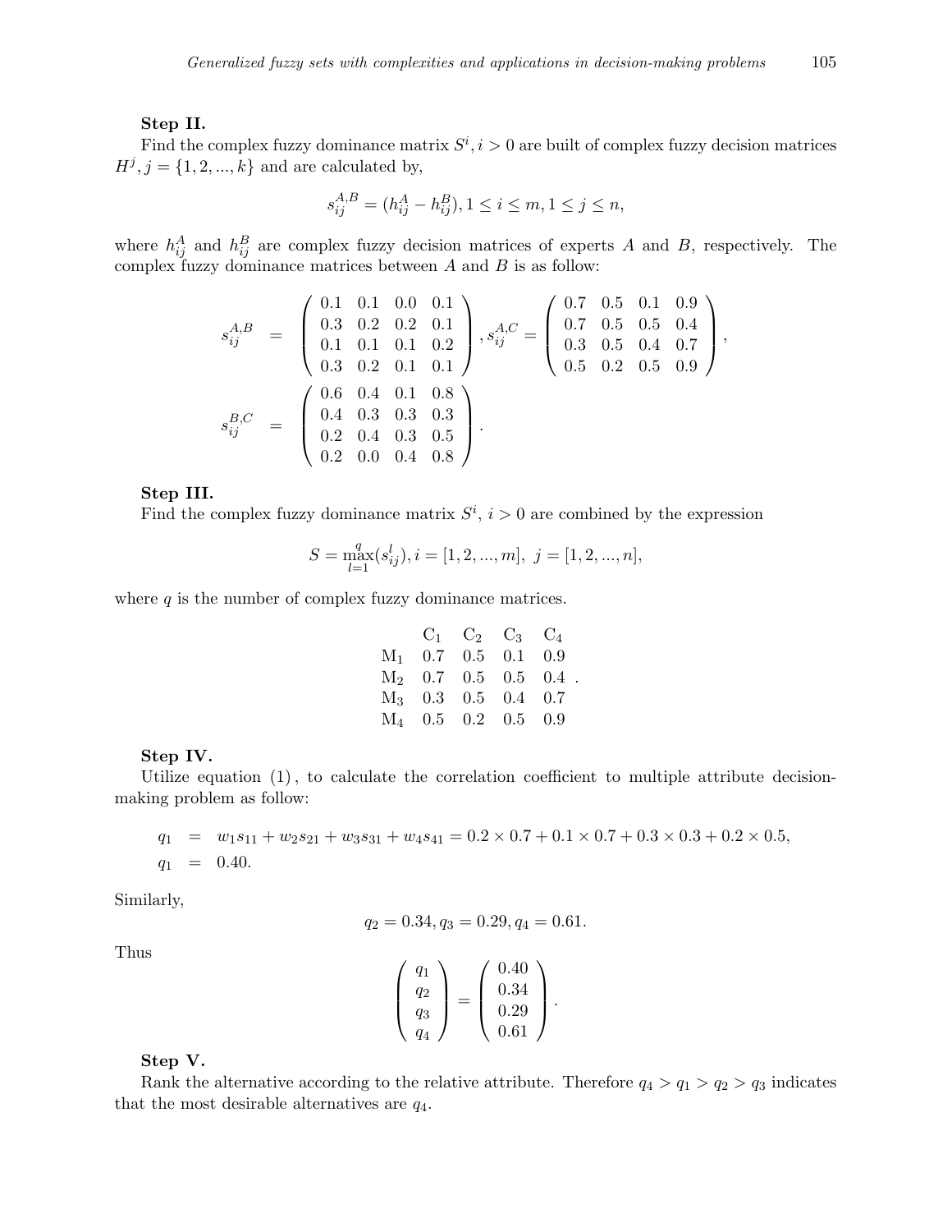**Step II.**

Find the complex fuzzy dominance matrix $S^i, i > 0$ are built of complex fuzzy decision matrices $H^j, j = \{1, 2, ..., k\}$ and are calculated by,

$$s_{ij}^{A,B} = (h_{ij}^A - h_{ij}^B), 1 \leq i \leq m, 1 \leq j \leq n,$$

where $h_{ij}^A$ and $h_{ij}^B$ are complex fuzzy decision matrices of experts $A$ and $B$, respectively. The complex fuzzy dominance matrices between $A$ and $B$ is as follow:

$$s_{ij}^{A,B} = \begin{pmatrix} 0.1 & 0.1 & 0.0 & 0.1 \\ 0.3 & 0.2 & 0.2 & 0.1 \\ 0.1 & 0.1 & 0.1 & 0.2 \\ 0.3 & 0.2 & 0.1 & 0.1 \end{pmatrix}, s_{ij}^{A,C} = \begin{pmatrix} 0.7 & 0.5 & 0.1 & 0.9 \\ 0.7 & 0.5 & 0.5 & 0.4 \\ 0.3 & 0.5 & 0.4 & 0.7 \\ 0.5 & 0.2 & 0.5 & 0.9 \end{pmatrix},$$

$$s_{ij}^{B,C} = \begin{pmatrix} 0.6 & 0.4 & 0.1 & 0.8 \\ 0.4 & 0.3 & 0.3 & 0.3 \\ 0.2 & 0.4 & 0.3 & 0.5 \\ 0.2 & 0.0 & 0.4 & 0.8 \end{pmatrix}.$$

**Step III.**

Find the complex fuzzy dominance matrix $S^i$, $i > 0$ are combined by the expression

$$S = \max_{l=1}^{q}(s_{ij}^l), i = [1, 2, ..., m], \ j = [1, 2, ..., n],$$

where $q$ is the number of complex fuzzy dominance matrices.

| | $C_1$ | $C_2$ | $C_3$ | $C_4$ |
|---|---|---|---|---|
| $M_1$ | 0.7 | 0.5 | 0.1 | 0.9 |
| $M_2$ | 0.7 | 0.5 | 0.5 | 0.4 |
| $M_3$ | 0.3 | 0.5 | 0.4 | 0.7 |
| $M_4$ | 0.5 | 0.2 | 0.5 | 0.9 |

**Step IV.**

Utilize equation (1), to calculate the correlation coefficient to multiple attribute decision-making problem as follow:

$$\begin{aligned} q_1 &= w_1 s_{11} + w_2 s_{21} + w_3 s_{31} + w_4 s_{41} = 0.2 \times 0.7 + 0.1 \times 0.7 + 0.3 \times 0.3 + 0.2 \times 0.5, \\ q_1 &= 0.40. \end{aligned}$$

Similarly,

$$q_2 = 0.34, q_3 = 0.29, q_4 = 0.61.$$

Thus

$$\begin{pmatrix} q_1 \\ q_2 \\ q_3 \\ q_4 \end{pmatrix} = \begin{pmatrix} 0.40 \\ 0.34 \\ 0.29 \\ 0.61 \end{pmatrix}.$$

**Step V.**

Rank the alternative according to the relative attribute. Therefore $q_4 > q_1 > q_2 > q_3$ indicates that the most desirable alternatives are $q_4$.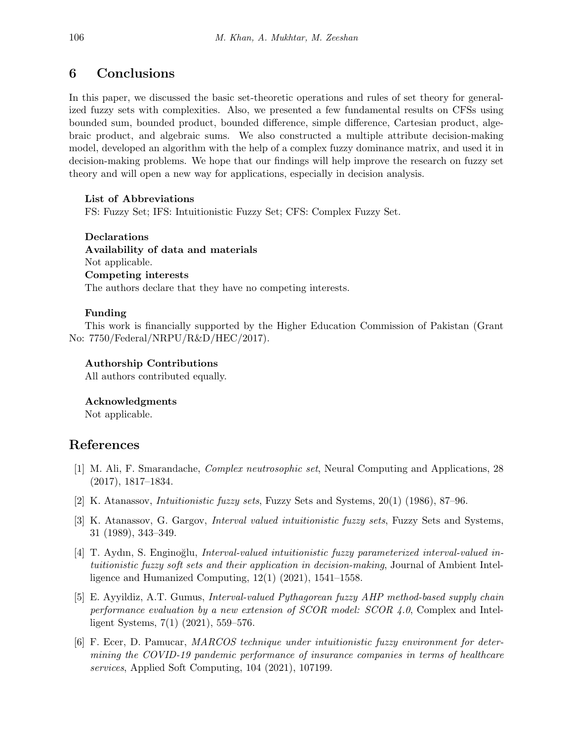## 6 Conclusions

In this paper, we discussed the basic set-theoretic operations and rules of set theory for generalized fuzzy sets with complexities. Also, we presented a few fundamental results on CFSs using bounded sum, bounded product, bounded difference, simple difference, Cartesian product, algebraic product, and algebraic sums. We also constructed a multiple attribute decision-making model, developed an algorithm with the help of a complex fuzzy dominance matrix, and used it in decision-making problems. We hope that our findings will help improve the research on fuzzy set theory and will open a new way for applications, especially in decision analysis.

**List of Abbreviations**
FS: Fuzzy Set; IFS: Intuitionistic Fuzzy Set; CFS: Complex Fuzzy Set.

**Declarations**
**Availability of data and materials**
Not applicable.
**Competing interests**
The authors declare that they have no competing interests.

**Funding**
This work is financially supported by the Higher Education Commission of Pakistan (Grant No: 7750/Federal/NRPU/R&D/HEC/2017).

**Authorship Contributions**
All authors contributed equally.

**Acknowledgments**
Not applicable.

## References

[1] M. Ali, F. Smarandache, *Complex neutrosophic set*, Neural Computing and Applications, 28 (2017), 1817–1834.

[2] K. Atanassov, *Intuitionistic fuzzy sets*, Fuzzy Sets and Systems, 20(1) (1986), 87–96.

[3] K. Atanassov, G. Gargov, *Interval valued intuitionistic fuzzy sets*, Fuzzy Sets and Systems, 31 (1989), 343–349.

[4] T. Aydın, S. Enginoğlu, *Interval-valued intuitionistic fuzzy parameterized interval-valued intuitionistic fuzzy soft sets and their application in decision-making*, Journal of Ambient Intelligence and Humanized Computing, 12(1) (2021), 1541–1558.

[5] E. Ayyildiz, A.T. Gumus, *Interval-valued Pythagorean fuzzy AHP method-based supply chain performance evaluation by a new extension of SCOR model: SCOR 4.0*, Complex and Intelligent Systems, 7(1) (2021), 559–576.

[6] F. Ecer, D. Pamucar, *MARCOS technique under intuitionistic fuzzy environment for determining the COVID-19 pandemic performance of insurance companies in terms of healthcare services*, Applied Soft Computing, 104 (2021), 107199.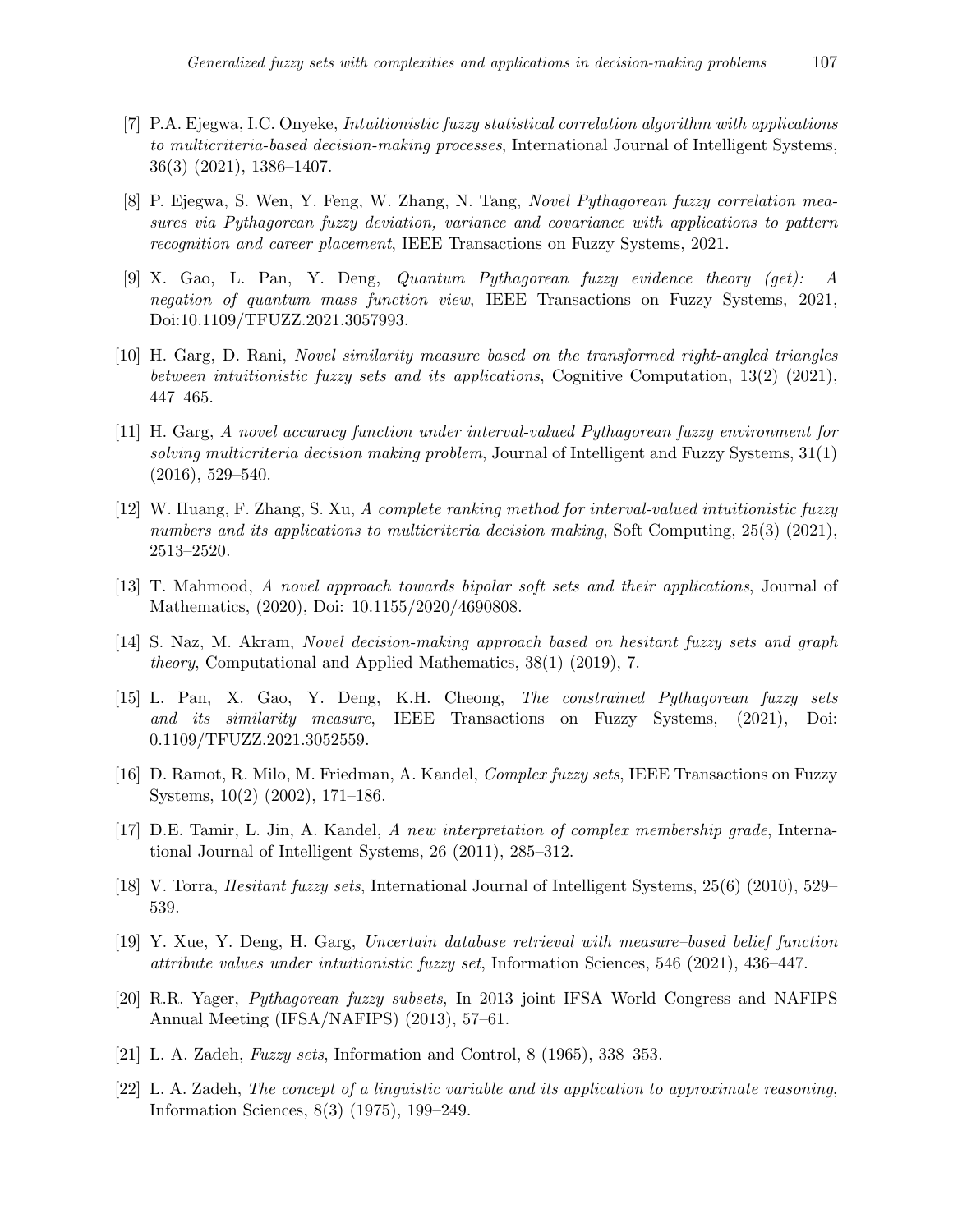[7] P.A. Ejegwa, I.C. Onyeke, *Intuitionistic fuzzy statistical correlation algorithm with applications to multicriteria-based decision-making processes*, International Journal of Intelligent Systems, 36(3) (2021), 1386–1407.

[8] P. Ejegwa, S. Wen, Y. Feng, W. Zhang, N. Tang, *Novel Pythagorean fuzzy correlation measures via Pythagorean fuzzy deviation, variance and covariance with applications to pattern recognition and career placement*, IEEE Transactions on Fuzzy Systems, 2021.

[9] X. Gao, L. Pan, Y. Deng, *Quantum Pythagorean fuzzy evidence theory (get): A negation of quantum mass function view*, IEEE Transactions on Fuzzy Systems, 2021, Doi:10.1109/TFUZZ.2021.3057993.

[10] H. Garg, D. Rani, *Novel similarity measure based on the transformed right-angled triangles between intuitionistic fuzzy sets and its applications*, Cognitive Computation, 13(2) (2021), 447–465.

[11] H. Garg, *A novel accuracy function under interval-valued Pythagorean fuzzy environment for solving multicriteria decision making problem*, Journal of Intelligent and Fuzzy Systems, 31(1) (2016), 529–540.

[12] W. Huang, F. Zhang, S. Xu, *A complete ranking method for interval-valued intuitionistic fuzzy numbers and its applications to multicriteria decision making*, Soft Computing, 25(3) (2021), 2513–2520.

[13] T. Mahmood, *A novel approach towards bipolar soft sets and their applications*, Journal of Mathematics, (2020), Doi: 10.1155/2020/4690808.

[14] S. Naz, M. Akram, *Novel decision-making approach based on hesitant fuzzy sets and graph theory*, Computational and Applied Mathematics, 38(1) (2019), 7.

[15] L. Pan, X. Gao, Y. Deng, K.H. Cheong, *The constrained Pythagorean fuzzy sets and its similarity measure*, IEEE Transactions on Fuzzy Systems, (2021), Doi: 0.1109/TFUZZ.2021.3052559.

[16] D. Ramot, R. Milo, M. Friedman, A. Kandel, *Complex fuzzy sets*, IEEE Transactions on Fuzzy Systems, 10(2) (2002), 171–186.

[17] D.E. Tamir, L. Jin, A. Kandel, *A new interpretation of complex membership grade*, International Journal of Intelligent Systems, 26 (2011), 285–312.

[18] V. Torra, *Hesitant fuzzy sets*, International Journal of Intelligent Systems, 25(6) (2010), 529–539.

[19] Y. Xue, Y. Deng, H. Garg, *Uncertain database retrieval with measure–based belief function attribute values under intuitionistic fuzzy set*, Information Sciences, 546 (2021), 436–447.

[20] R.R. Yager, *Pythagorean fuzzy subsets*, In 2013 joint IFSA World Congress and NAFIPS Annual Meeting (IFSA/NAFIPS) (2013), 57–61.

[21] L. A. Zadeh, *Fuzzy sets*, Information and Control, 8 (1965), 338–353.

[22] L. A. Zadeh, *The concept of a linguistic variable and its application to approximate reasoning*, Information Sciences, 8(3) (1975), 199–249.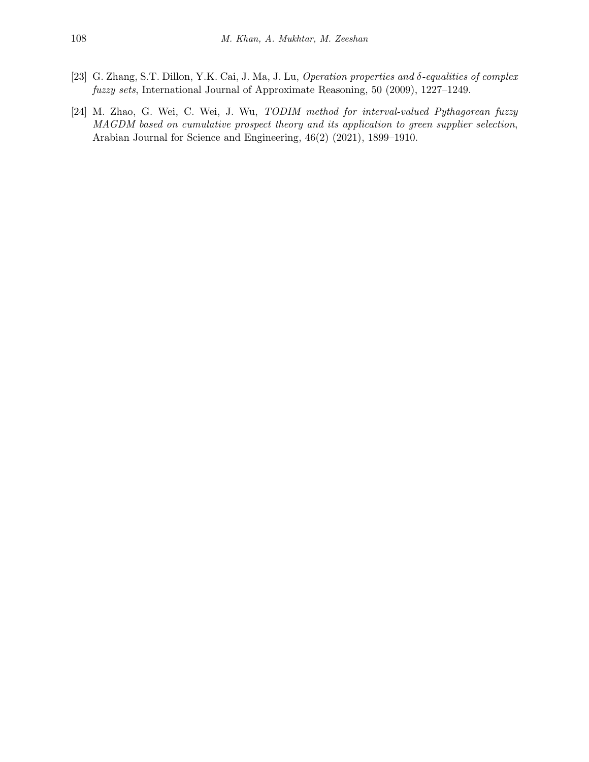[23] G. Zhang, S.T. Dillon, Y.K. Cai, J. Ma, J. Lu, *Operation properties and $\delta$-equalities of complex fuzzy sets*, International Journal of Approximate Reasoning, 50 (2009), 1227–1249.

[24] M. Zhao, G. Wei, C. Wei, J. Wu, *TODIM method for interval-valued Pythagorean fuzzy MAGDM based on cumulative prospect theory and its application to green supplier selection*, Arabian Journal for Science and Engineering, 46(2) (2021), 1899–1910.